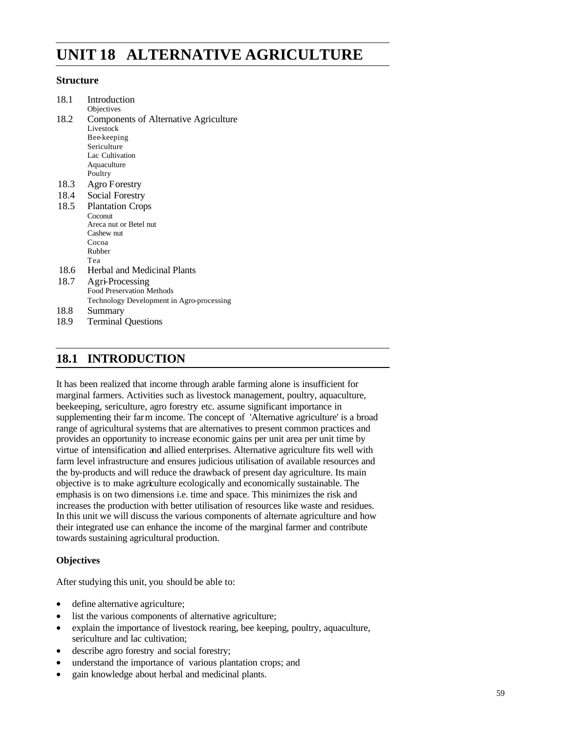# UNIT 18 ALTERNATIVE AGRICULTURE

**Structure**

18.1 Introduction
  Objectives

18.2 Components of Alternative Agriculture
  Livestock
  Bee-keeping
  Sericulture
  Lac Cultivation
  Aquaculture
  Poultry

18.3 Agro Forestry

18.4 Social Forestry

18.5 Plantation Crops
  Coconut
  Areca nut or Betel nut
  Cashew nut
  Cocoa
  Rubber
  Tea

18.6 Herbal and Medicinal Plants

18.7 Agri-Processing
  Food Preservation Methods
  Technology Development in Agro-processing

18.8 Summary

18.9 Terminal Questions

## 18.1 INTRODUCTION

It has been realized that income through arable farming alone is insufficient for marginal farmers. Activities such as livestock management, poultry, aquaculture, beekeeping, sericulture, agro forestry etc. assume significant importance in supplementing their farm income. The concept of 'Alternative agriculture' is a broad range of agricultural systems that are alternatives to present common practices and provides an opportunity to increase economic gains per unit area per unit time by virtue of intensification and allied enterprises. Alternative agriculture fits well with farm level infrastructure and ensures judicious utilisation of available resources and the by-products and will reduce the drawback of present day agriculture. Its main objective is to make agriculture ecologically and economically sustainable. The emphasis is on two dimensions i.e. time and space. This minimizes the risk and increases the production with better utilisation of resources like waste and residues. In this unit we will discuss the various components of alternate agriculture and how their integrated use can enhance the income of the marginal farmer and contribute towards sustaining agricultural production.

### Objectives

After studying this unit, you should be able to:

- define alternative agriculture;
- list the various components of alternative agriculture;
- explain the importance of livestock rearing, bee keeping, poultry, aquaculture, sericulture and lac cultivation;
- describe agro forestry and social forestry;
- understand the importance of various plantation crops; and
- gain knowledge about herbal and medicinal plants.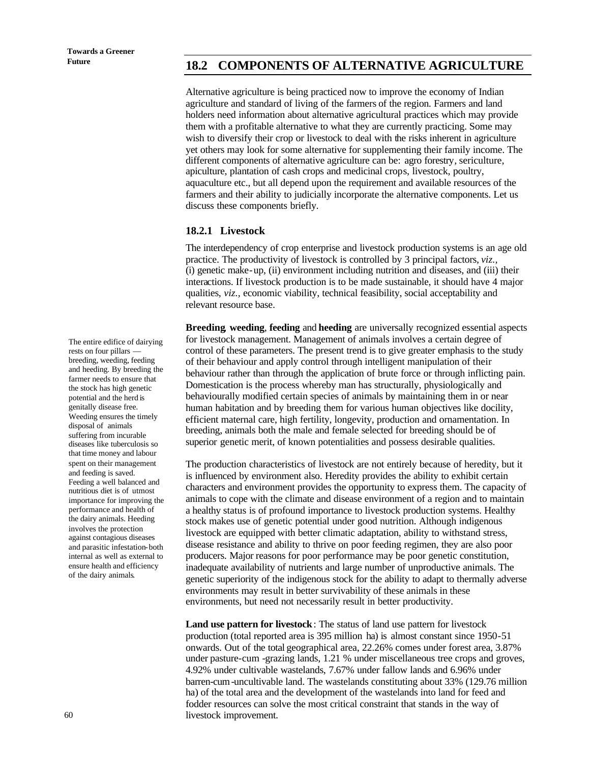## 18.2 COMPONENTS OF ALTERNATIVE AGRICULTURE

Alternative agriculture is being practiced now to improve the economy of Indian agriculture and standard of living of the farmers of the region. Farmers and land holders need information about alternative agricultural practices which may provide them with a profitable alternative to what they are currently practicing. Some may wish to diversify their crop or livestock to deal with the risks inherent in agriculture yet others may look for some alternative for supplementing their family income. The different components of alternative agriculture can be: agro forestry, sericulture, apiculture, plantation of cash crops and medicinal crops, livestock, poultry, aquaculture etc., but all depend upon the requirement and available resources of the farmers and their ability to judicially incorporate the alternative components. Let us discuss these components briefly.

### 18.2.1 Livestock

The interdependency of crop enterprise and livestock production systems is an age old practice. The productivity of livestock is controlled by 3 principal factors, *viz.*, (i) genetic make-up, (ii) environment including nutrition and diseases, and (iii) their interactions. If livestock production is to be made sustainable, it should have 4 major qualities, *viz.*, economic viability, technical feasibility, social acceptability and relevant resource base.

**Breeding**, **weeding**, **feeding** and **heeding** are universally recognized essential aspects for livestock management. Management of animals involves a certain degree of control of these parameters. The present trend is to give greater emphasis to the study of their behaviour and apply control through intelligent manipulation of their behaviour rather than through the application of brute force or through inflicting pain. Domestication is the process whereby man has structurally, physiologically and behaviourally modified certain species of animals by maintaining them in or near human habitation and by breeding them for various human objectives like docility, efficient maternal care, high fertility, longevity, production and ornamentation. In breeding, animals both the male and female selected for breeding should be of superior genetic merit, of known potentialities and possess desirable qualities.

The entire edifice of dairying rests on four pillars — breeding, weeding, feeding and heeding. By breeding the farmer needs to ensure that the stock has high genetic potential and the herd is genitally disease free. Weeding ensures the timely disposal of animals suffering from incurable diseases like tuberculosis so that time money and labour spent on their management and feeding is saved. Feeding a well balanced and nutritious diet is of utmost importance for improving the performance and health of the dairy animals. Heeding involves the protection against contagious diseases and parasitic infestation-both internal as well as external to ensure health and efficiency of the dairy animals.

The production characteristics of livestock are not entirely because of heredity, but it is influenced by environment also. Heredity provides the ability to exhibit certain characters and environment provides the opportunity to express them. The capacity of animals to cope with the climate and disease environment of a region and to maintain a healthy status is of profound importance to livestock production systems. Healthy stock makes use of genetic potential under good nutrition. Although indigenous livestock are equipped with better climatic adaptation, ability to withstand stress, disease resistance and ability to thrive on poor feeding regimen, they are also poor producers. Major reasons for poor performance may be poor genetic constitution, inadequate availability of nutrients and large number of unproductive animals. The genetic superiority of the indigenous stock for the ability to adapt to thermally adverse environments may result in better survivability of these animals in these environments, but need not necessarily result in better productivity.

**Land use pattern for livestock**: The status of land use pattern for livestock production (total reported area is 395 million ha) is almost constant since 1950-51 onwards. Out of the total geographical area, 22.26% comes under forest area, 3.87% under pasture-cum -grazing lands, 1.21 % under miscellaneous tree crops and groves, 4.92% under cultivable wastelands, 7.67% under fallow lands and 6.96% under barren-cum-uncultivable land. The wastelands constituting about 33% (129.76 million ha) of the total area and the development of the wastelands into land for feed and fodder resources can solve the most critical constraint that stands in the way of livestock improvement.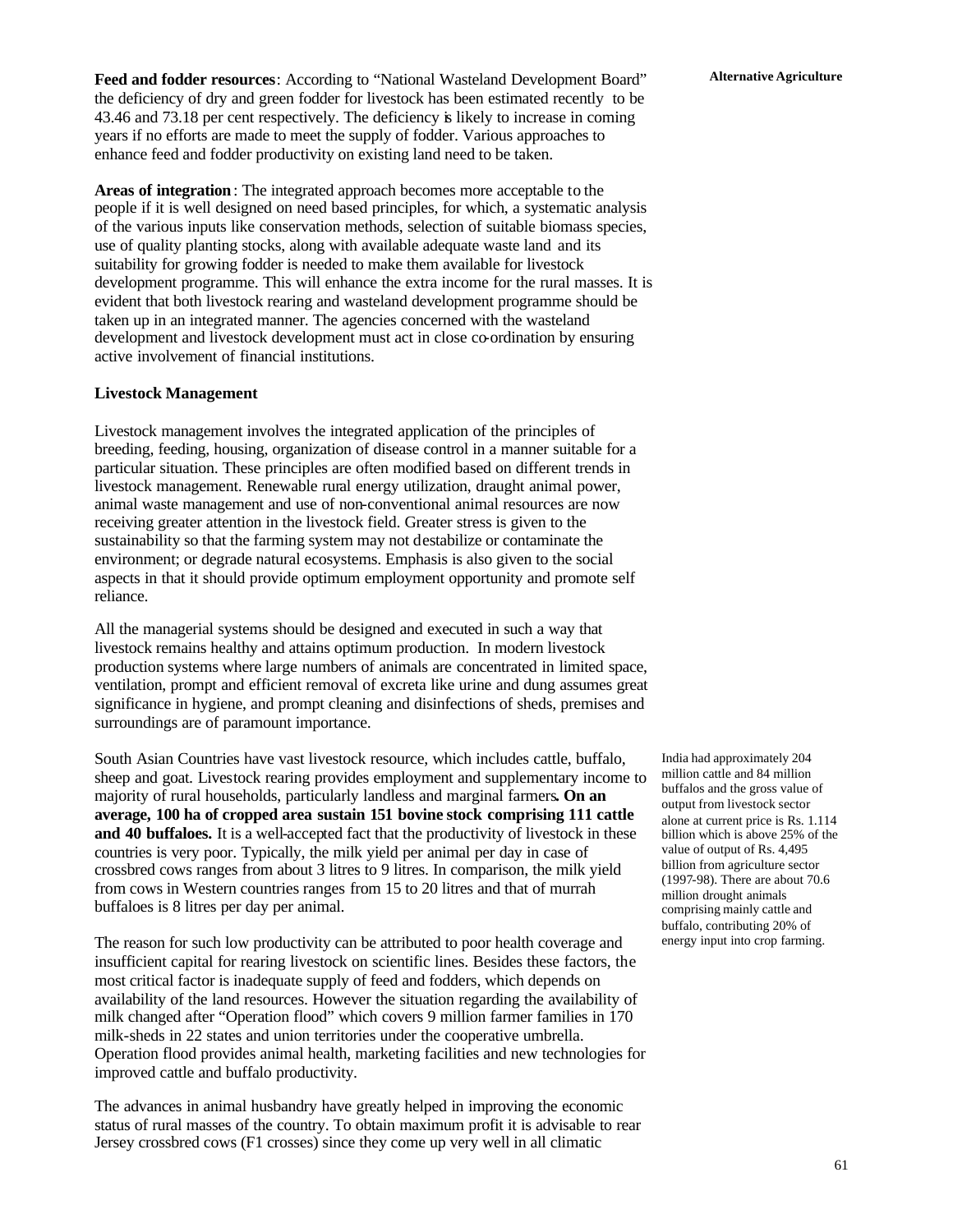**Feed and fodder resources**: According to "National Wasteland Development Board" the deficiency of dry and green fodder for livestock has been estimated recently to be 43.46 and 73.18 per cent respectively. The deficiency is likely to increase in coming years if no efforts are made to meet the supply of fodder. Various approaches to enhance feed and fodder productivity on existing land need to be taken.

**Areas of integration**: The integrated approach becomes more acceptable to the people if it is well designed on need based principles, for which, a systematic analysis of the various inputs like conservation methods, selection of suitable biomass species, use of quality planting stocks, along with available adequate waste land and its suitability for growing fodder is needed to make them available for livestock development programme. This will enhance the extra income for the rural masses. It is evident that both livestock rearing and wasteland development programme should be taken up in an integrated manner. The agencies concerned with the wasteland development and livestock development must act in close co-ordination by ensuring active involvement of financial institutions.

### Livestock Management

Livestock management involves the integrated application of the principles of breeding, feeding, housing, organization of disease control in a manner suitable for a particular situation. These principles are often modified based on different trends in livestock management. Renewable rural energy utilization, draught animal power, animal waste management and use of non-conventional animal resources are now receiving greater attention in the livestock field. Greater stress is given to the sustainability so that the farming system may not destabilize or contaminate the environment; or degrade natural ecosystems. Emphasis is also given to the social aspects in that it should provide optimum employment opportunity and promote self reliance.

All the managerial systems should be designed and executed in such a way that livestock remains healthy and attains optimum production. In modern livestock production systems where large numbers of animals are concentrated in limited space, ventilation, prompt and efficient removal of excreta like urine and dung assumes great significance in hygiene, and prompt cleaning and disinfections of sheds, premises and surroundings are of paramount importance.

South Asian Countries have vast livestock resource, which includes cattle, buffalo, sheep and goat. Livestock rearing provides employment and supplementary income to majority of rural households, particularly landless and marginal farmers**. On an average, 100 ha of cropped area sustain 151 bovine stock comprising 111 cattle and 40 buffaloes.** It is a well-accepted fact that the productivity of livestock in these countries is very poor. Typically, the milk yield per animal per day in case of crossbred cows ranges from about 3 litres to 9 litres. In comparison, the milk yield from cows in Western countries ranges from 15 to 20 litres and that of murrah buffaloes is 8 litres per day per animal.

India had approximately 204 million cattle and 84 million buffalos and the gross value of output from livestock sector alone at current price is Rs. 1.114 billion which is above 25% of the value of output of Rs. 4,495 billion from agriculture sector (1997-98). There are about 70.6 million drought animals comprising mainly cattle and buffalo, contributing 20% of energy input into crop farming.

The reason for such low productivity can be attributed to poor health coverage and insufficient capital for rearing livestock on scientific lines. Besides these factors, the most critical factor is inadequate supply of feed and fodders, which depends on availability of the land resources. However the situation regarding the availability of milk changed after "Operation flood" which covers 9 million farmer families in 170 milk-sheds in 22 states and union territories under the cooperative umbrella. Operation flood provides animal health, marketing facilities and new technologies for improved cattle and buffalo productivity.

The advances in animal husbandry have greatly helped in improving the economic status of rural masses of the country. To obtain maximum profit it is advisable to rear Jersey crossbred cows (F1 crosses) since they come up very well in all climatic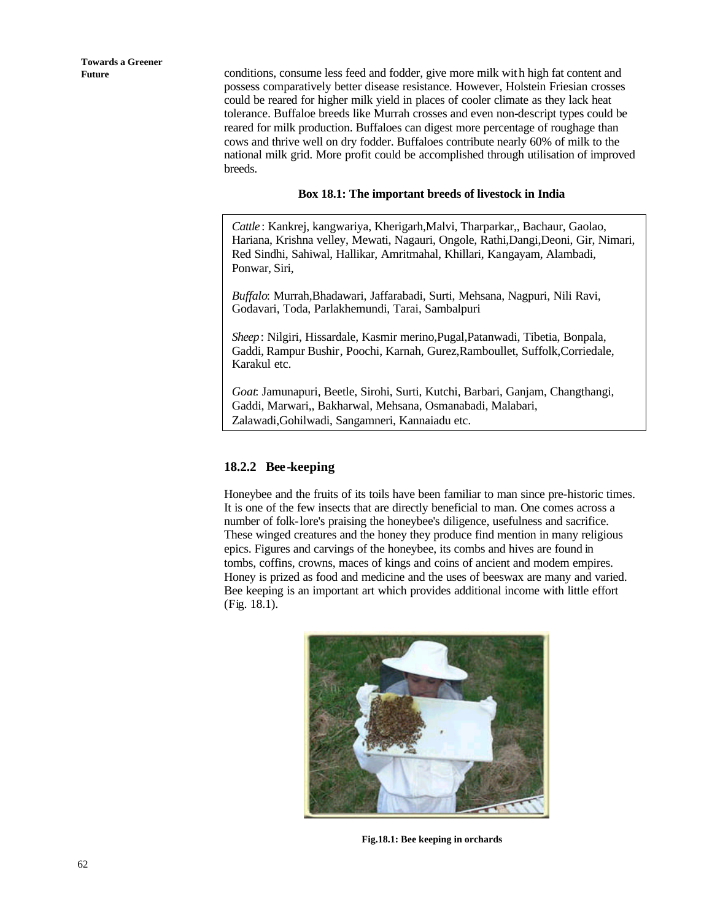conditions, consume less feed and fodder, give more milk with high fat content and possess comparatively better disease resistance. However, Holstein Friesian crosses could be reared for higher milk yield in places of cooler climate as they lack heat tolerance. Buffaloe breeds like Murrah crosses and even non-descript types could be reared for milk production. Buffaloes can digest more percentage of roughage than cows and thrive well on dry fodder. Buffaloes contribute nearly 60% of milk to the national milk grid. More profit could be accomplished through utilisation of improved breeds.

**Box 18.1: The important breeds of livestock in India**

*Cattle*: Kankrej, kangwariya, Kherigarh,Malvi, Tharparkar,, Bachaur, Gaolao, Hariana, Krishna velley, Mewati, Nagauri, Ongole, Rathi,Dangi,Deoni, Gir, Nimari, Red Sindhi, Sahiwal, Hallikar, Amritmahal, Khillari, Kangayam, Alambadi, Ponwar, Siri,

*Buffalo*: Murrah,Bhadawari, Jaffarabadi, Surti, Mehsana, Nagpuri, Nili Ravi, Godavari, Toda, Parlakhemundi, Tarai, Sambalpuri

*Sheep*: Nilgiri, Hissardale, Kasmir merino,Pugal,Patanwadi, Tibetia, Bonpala, Gaddi, Rampur Bushir, Poochi, Karnah, Gurez,Ramboullet, Suffolk,Corriedale, Karakul etc.

*Goat*: Jamunapuri, Beetle, Sirohi, Surti, Kutchi, Barbari, Ganjam, Changthangi, Gaddi, Marwari,, Bakharwal, Mehsana, Osmanabadi, Malabari, Zalawadi,Gohilwadi, Sangamneri, Kannaiadu etc.

### 18.2.2 Bee-keeping

Honeybee and the fruits of its toils have been familiar to man since pre-historic times. It is one of the few insects that are directly beneficial to man. One comes across a number of folk-lore's praising the honeybee's diligence, usefulness and sacrifice. These winged creatures and the honey they produce find mention in many religious epics. Figures and carvings of the honeybee, its combs and hives are found in tombs, coffins, crowns, maces of kings and coins of ancient and modem empires. Honey is prized as food and medicine and the uses of beeswax are many and varied. Bee keeping is an important art which provides additional income with little effort (Fig. 18.1).

**Fig.18.1: Bee keeping in orchards**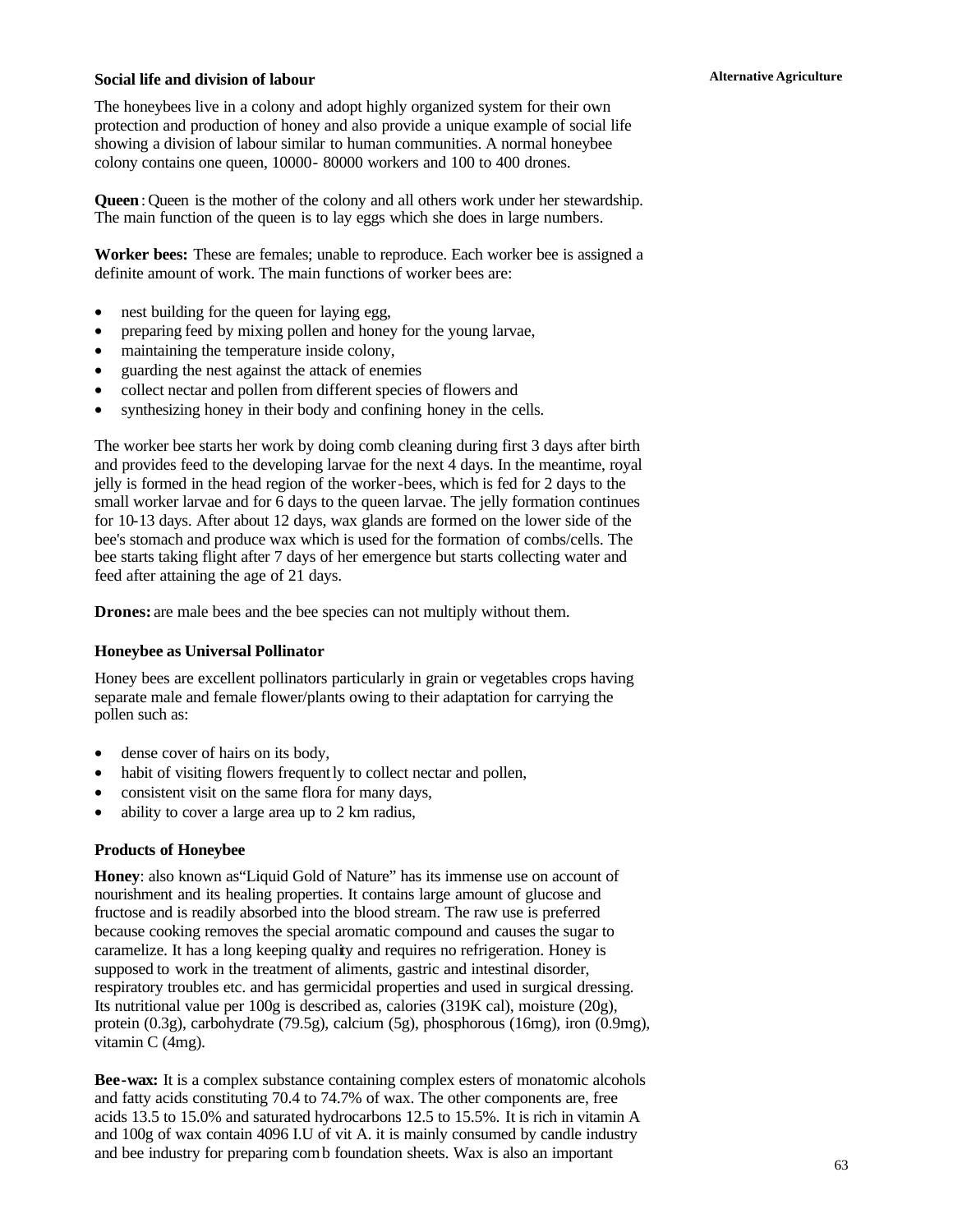### Social life and division of labour

The honeybees live in a colony and adopt highly organized system for their own protection and production of honey and also provide a unique example of social life showing a division of labour similar to human communities. A normal honeybee colony contains one queen, 10000- 80000 workers and 100 to 400 drones.

**Queen**: Queen is the mother of the colony and all others work under her stewardship. The main function of the queen is to lay eggs which she does in large numbers.

**Worker bees:** These are females; unable to reproduce. Each worker bee is assigned a definite amount of work. The main functions of worker bees are:

- nest building for the queen for laying egg,
- preparing feed by mixing pollen and honey for the young larvae,
- maintaining the temperature inside colony,
- guarding the nest against the attack of enemies
- collect nectar and pollen from different species of flowers and
- synthesizing honey in their body and confining honey in the cells.

The worker bee starts her work by doing comb cleaning during first 3 days after birth and provides feed to the developing larvae for the next 4 days. In the meantime, royal jelly is formed in the head region of the worker-bees, which is fed for 2 days to the small worker larvae and for 6 days to the queen larvae. The jelly formation continues for 10-13 days. After about 12 days, wax glands are formed on the lower side of the bee's stomach and produce wax which is used for the formation of combs/cells. The bee starts taking flight after 7 days of her emergence but starts collecting water and feed after attaining the age of 21 days.

**Drones:** are male bees and the bee species can not multiply without them.

### Honeybee as Universal Pollinator

Honey bees are excellent pollinators particularly in grain or vegetables crops having separate male and female flower/plants owing to their adaptation for carrying the pollen such as:

- dense cover of hairs on its body,
- habit of visiting flowers frequently to collect nectar and pollen,
- consistent visit on the same flora for many days,
- ability to cover a large area up to 2 km radius,

### Products of Honeybee

**Honey**: also known as "Liquid Gold of Nature" has its immense use on account of nourishment and its healing properties. It contains large amount of glucose and fructose and is readily absorbed into the blood stream. The raw use is preferred because cooking removes the special aromatic compound and causes the sugar to caramelize. It has a long keeping quality and requires no refrigeration. Honey is supposed to work in the treatment of aliments, gastric and intestinal disorder, respiratory troubles etc. and has germicidal properties and used in surgical dressing. Its nutritional value per 100g is described as, calories (319K cal), moisture (20g), protein (0.3g), carbohydrate (79.5g), calcium (5g), phosphorous (16mg), iron (0.9mg), vitamin C (4mg).

**Bee-wax:** It is a complex substance containing complex esters of monatomic alcohols and fatty acids constituting 70.4 to 74.7% of wax. The other components are, free acids 13.5 to 15.0% and saturated hydrocarbons 12.5 to 15.5%. It is rich in vitamin A and 100g of wax contain 4096 I.U of vit A. it is mainly consumed by candle industry and bee industry for preparing comb foundation sheets. Wax is also an important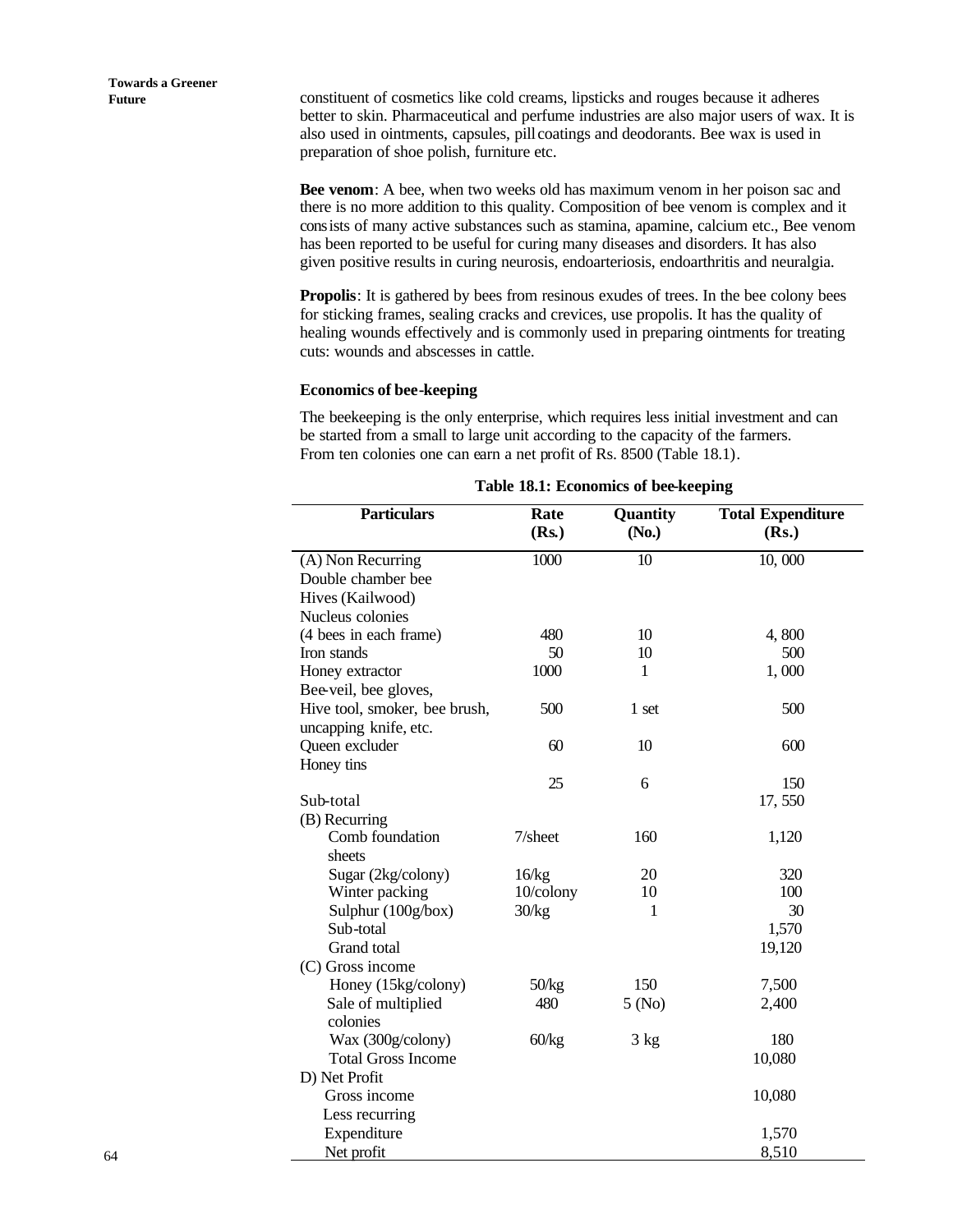constituent of cosmetics like cold creams, lipsticks and rouges because it adheres better to skin. Pharmaceutical and perfume industries are also major users of wax. It is also used in ointments, capsules, pill coatings and deodorants. Bee wax is used in preparation of shoe polish, furniture etc.

**Bee venom**: A bee, when two weeks old has maximum venom in her poison sac and there is no more addition to this quality. Composition of bee venom is complex and it consists of many active substances such as stamina, apamine, calcium etc., Bee venom has been reported to be useful for curing many diseases and disorders. It has also given positive results in curing neurosis, endoarteriosis, endoarthritis and neuralgia.

**Propolis**: It is gathered by bees from resinous exudes of trees. In the bee colony bees for sticking frames, sealing cracks and crevices, use propolis. It has the quality of healing wounds effectively and is commonly used in preparing ointments for treating cuts: wounds and abscesses in cattle.

### Economics of bee-keeping

The beekeeping is the only enterprise, which requires less initial investment and can be started from a small to large unit according to the capacity of the farmers. From ten colonies one can earn a net profit of Rs. 8500 (Table 18.1).

**Table 18.1: Economics of bee-keeping**

| Particulars | Rate (Rs.) | Quantity (No.) | Total Expenditure (Rs.) |
|---|---|---|---|
| (A) Non Recurring Double chamber bee Hives (Kailwood) | 1000 | 10 | 10, 000 |
| Nucleus colonies (4 bees in each frame) | 480 | 10 | 4, 800 |
| Iron stands | 50 | 10 | 500 |
| Honey extractor | 1000 | 1 | 1, 000 |
| Bee-veil, bee gloves, Hive tool, smoker, bee brush, uncapping knife, etc. | 500 | 1 set | 500 |
| Queen excluder | 60 | 10 | 600 |
| Honey tins | 25 | 6 | 150 |
| Sub-total | | | 17, 550 |
| (B) Recurring | | | |
| Comb foundation sheets | 7/sheet | 160 | 1,120 |
| Sugar (2kg/colony) | 16/kg | 20 | 320 |
| Winter packing | 10/colony | 10 | 100 |
| Sulphur (100g/box) | 30/kg | 1 | 30 |
| Sub-total | | | 1,570 |
| Grand total | | | 19,120 |
| (C) Gross income | | | |
| Honey (15kg/colony) | 50/kg | 150 | 7,500 |
| Sale of multiplied colonies | 480 | 5 (No) | 2,400 |
| Wax (300g/colony) | 60/kg | 3 kg | 180 |
| Total Gross Income | | | 10,080 |
| D) Net Profit | | | |
| Gross income | | | 10,080 |
| Less recurring Expenditure | | | 1,570 |
| Net profit | | | 8,510 |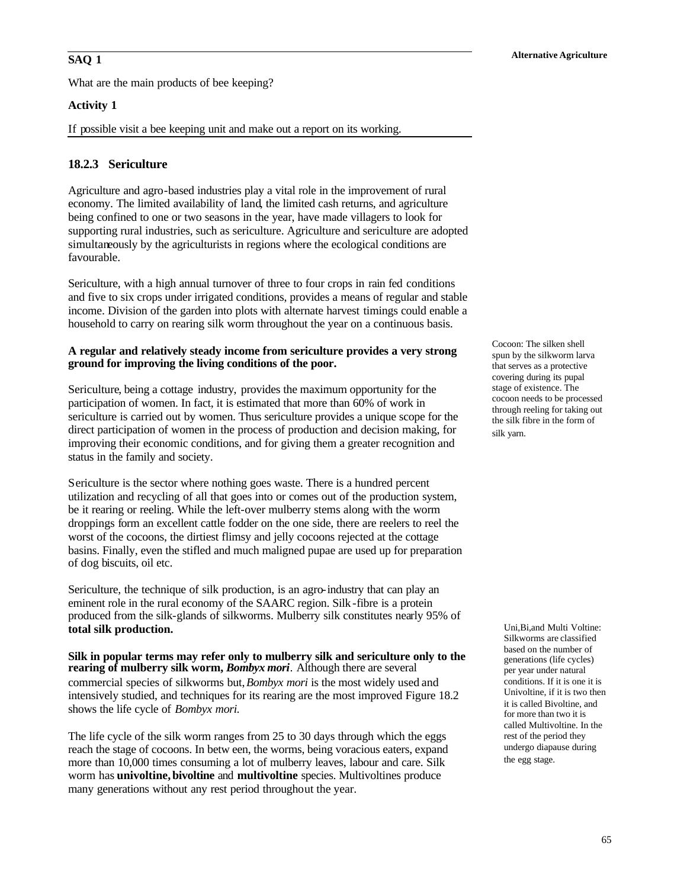**SAQ 1**

What are the main products of bee keeping?

**Activity 1**

If possible visit a bee keeping unit and make out a report on its working.

### 18.2.3 Sericulture

Agriculture and agro-based industries play a vital role in the improvement of rural economy. The limited availability of land, the limited cash returns, and agriculture being confined to one or two seasons in the year, have made villagers to look for supporting rural industries, such as sericulture. Agriculture and sericulture are adopted simultaneously by the agriculturists in regions where the ecological conditions are favourable.

Sericulture, with a high annual turnover of three to four crops in rain fed conditions and five to six crops under irrigated conditions, provides a means of regular and stable income. Division of the garden into plots with alternate harvest timings could enable a household to carry on rearing silk worm throughout the year on a continuous basis.

**A regular and relatively steady income from sericulture provides a very strong ground for improving the living conditions of the poor.**

Cocoon: The silken shell spun by the silkworm larva that serves as a protective covering during its pupal stage of existence. The cocoon needs to be processed through reeling for taking out the silk fibre in the form of silk yarn.

Sericulture, being a cottage industry, provides the maximum opportunity for the participation of women. In fact, it is estimated that more than 60% of work in sericulture is carried out by women. Thus sericulture provides a unique scope for the direct participation of women in the process of production and decision making, for improving their economic conditions, and for giving them a greater recognition and status in the family and society.

Sericulture is the sector where nothing goes waste. There is a hundred percent utilization and recycling of all that goes into or comes out of the production system, be it rearing or reeling. While the left-over mulberry stems along with the worm droppings form an excellent cattle fodder on the one side, there are reelers to reel the worst of the cocoons, the dirtiest flimsy and jelly cocoons rejected at the cottage basins. Finally, even the stifled and much maligned pupae are used up for preparation of dog biscuits, oil etc.

Sericulture, the technique of silk production, is an agro-industry that can play an eminent role in the rural economy of the SAARC region. Silk-fibre is a protein produced from the silk-glands of silkworms. Mulberry silk constitutes nearly 95% of **total silk production.**

**Silk in popular terms may refer only to mulberry silk and sericulture only to the rearing of mulberry silk worm, *Bombyx mori*.** Although there are several commercial species of silkworms but, *Bombyx mori* is the most widely used and intensively studied, and techniques for its rearing are the most improved Figure 18.2 shows the life cycle of *Bombyx mori.*

Uni, Bi, and Multi Voltine: Silkworms are classified based on the number of generations (life cycles) per year under natural conditions. If it is one it is Univoltine, if it is two then it is called Bivoltine, and for more than two it is called Multivoltine. In the rest of the period they undergo diapause during the egg stage.

The life cycle of the silk worm ranges from 25 to 30 days through which the eggs reach the stage of cocoons. In between, the worms, being voracious eaters, expand more than 10,000 times consuming a lot of mulberry leaves, labour and care. Silk worm has **univoltine, bivoltine** and **multivoltine** species. Multivoltines produce many generations without any rest period throughout the year.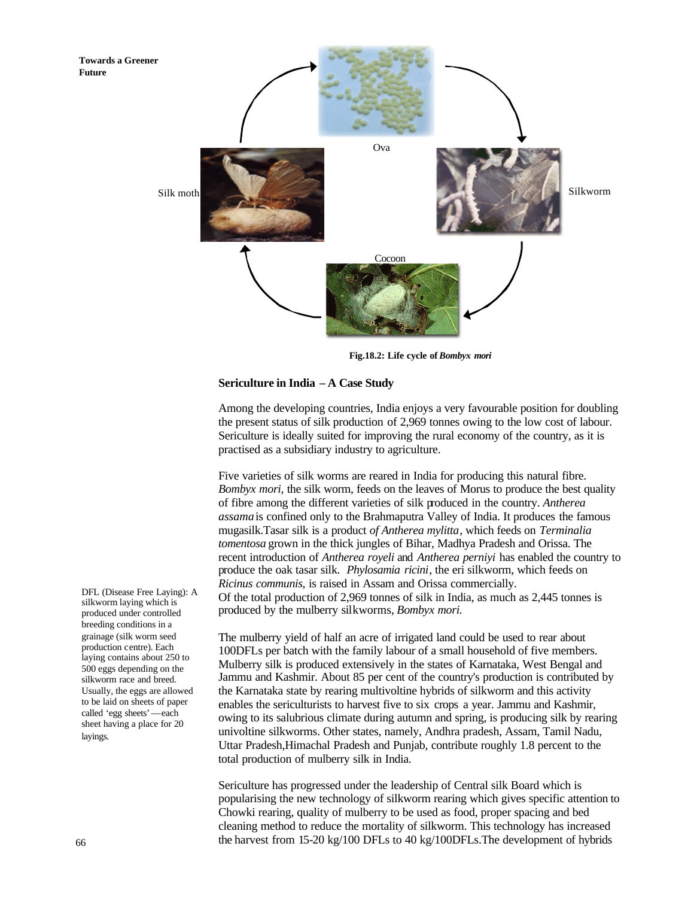Ova

Silkworm

Cocoon

Silk moth

**Fig.18.2: Life cycle of *Bombyx mori***

### Sericulture in India – A Case Study

Among the developing countries, India enjoys a very favourable position for doubling the present status of silk production of 2,969 tonnes owing to the low cost of labour. Sericulture is ideally suited for improving the rural economy of the country, as it is practised as a subsidiary industry to agriculture.

Five varieties of silk worms are reared in India for producing this natural fibre. *Bombyx mori*, the silk worm, feeds on the leaves of Morus to produce the best quality of fibre among the different varieties of silk produced in the country. *Antherea assama* is confined only to the Brahmaputra Valley of India. It produces the famous mugasilk.Tasar silk is a product *of Antherea mylitta*, which feeds on *Terminalia tomentosa* grown in the thick jungles of Bihar, Madhya Pradesh and Orissa. The recent introduction of *Antherea royeli* and *Antherea perniyi* has enabled the country to produce the oak tasar silk. *Phylosamia ricini*, the eri silkworm, which feeds on *Ricinus communis*, is raised in Assam and Orissa commercially.
Of the total production of 2,969 tonnes of silk in India, as much as 2,445 tonnes is produced by the mulberry silkworms, *Bombyx mori.*

DFL (Disease Free Laying): A silkworm laying which is produced under controlled breeding conditions in a grainage (silk worm seed production centre). Each laying contains about 250 to 500 eggs depending on the silkworm race and breed. Usually, the eggs are allowed to be laid on sheets of paper called 'egg sheets' —each sheet having a place for 20 layings.

The mulberry yield of half an acre of irrigated land could be used to rear about 100DFLs per batch with the family labour of a small household of five members. Mulberry silk is produced extensively in the states of Karnataka, West Bengal and Jammu and Kashmir. About 85 per cent of the country's production is contributed by the Karnataka state by rearing multivoltine hybrids of silkworm and this activity enables the sericulturists to harvest five to six crops a year. Jammu and Kashmir, owing to its salubrious climate during autumn and spring, is producing silk by rearing univoltine silkworms. Other states, namely, Andhra pradesh, Assam, Tamil Nadu, Uttar Pradesh,Himachal Pradesh and Punjab, contribute roughly 1.8 percent to the total production of mulberry silk in India.

Sericulture has progressed under the leadership of Central silk Board which is popularising the new technology of silkworm rearing which gives specific attention to Chowki rearing, quality of mulberry to be used as food, proper spacing and bed cleaning method to reduce the mortality of silkworm. This technology has increased the harvest from 15-20 kg/100 DFLs to 40 kg/100DFLs.The development of hybrids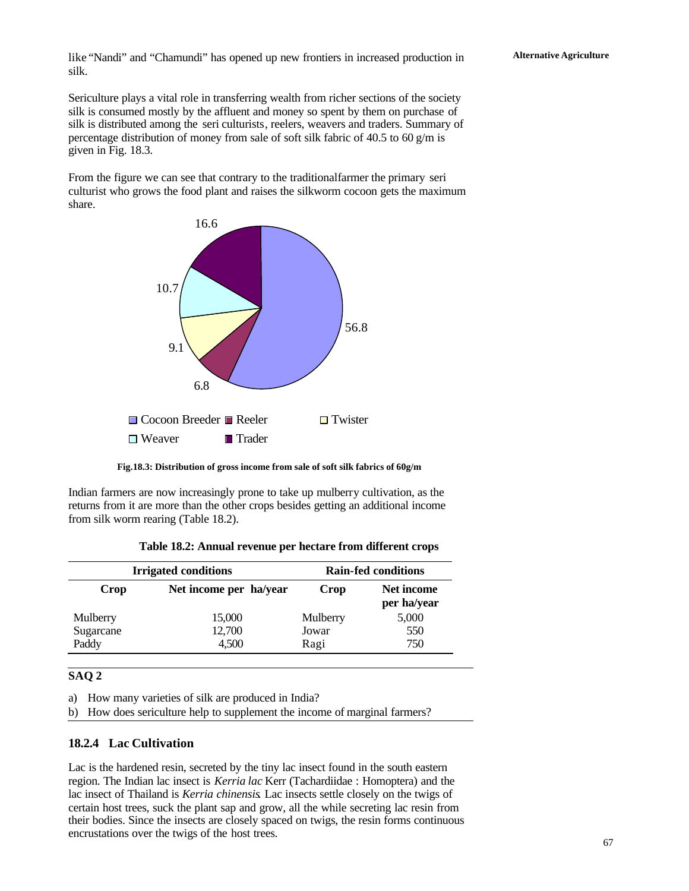like "Nandi" and "Chamundi" has opened up new frontiers in increased production in silk.

Sericulture plays a vital role in transferring wealth from richer sections of the society silk is consumed mostly by the affluent and money so spent by them on purchase of silk is distributed among the seri culturists, reelers, weavers and traders. Summary of percentage distribution of money from sale of soft silk fabric of 40.5 to 60 g/m is given in Fig. 18.3.

From the figure we can see that contrary to the traditionalfarmer the primary seri culturist who grows the food plant and raises the silkworm cocoon gets the maximum share.

Fig.18.3: Distribution of gross income from sale of soft silk fabrics of 60g/m

Indian farmers are now increasingly prone to take up mulberry cultivation, as the returns from it are more than the other crops besides getting an additional income from silk worm rearing (Table 18.2).

**Table 18.2: Annual revenue per hectare from different crops**

| Irrigated conditions | | Rain-fed conditions | |
|---|---|---|---|
| **Crop** | **Net income per ha/year** | **Crop** | **Net income per ha/year** |
| Mulberry | 15,000 | Mulberry | 5,000 |
| Sugarcane | 12,700 | Jowar | 550 |
| Paddy | 4,500 | Ragi | 750 |

**SAQ 2**

a) How many varieties of silk are produced in India?
b) How does sericulture help to supplement the income of marginal farmers?

### 18.2.4 Lac Cultivation

Lac is the hardened resin, secreted by the tiny lac insect found in the south eastern region. The Indian lac insect is *Kerria lac* Kerr (Tachardiidae : Homoptera) and the lac insect of Thailand is *Kerria chinensis*. Lac insects settle closely on the twigs of certain host trees, suck the plant sap and grow, all the while secreting lac resin from their bodies. Since the insects are closely spaced on twigs, the resin forms continuous encrustations over the twigs of the host trees.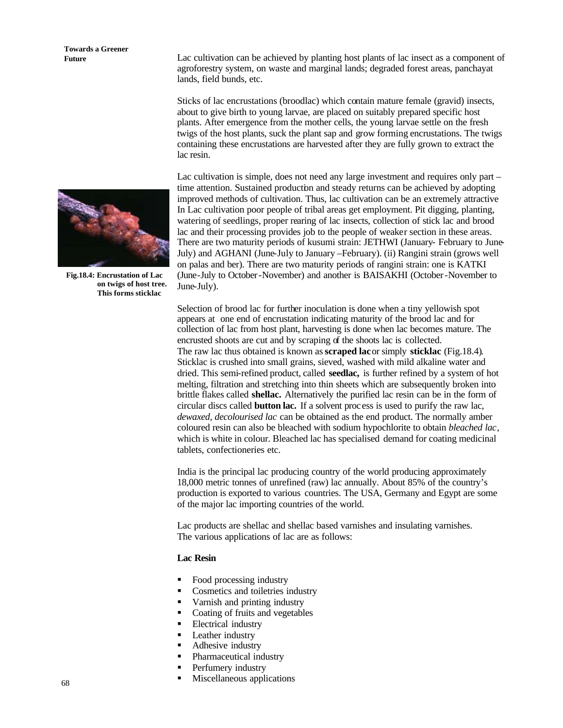Lac cultivation can be achieved by planting host plants of lac insect as a component of agroforestry system, on waste and marginal lands; degraded forest areas, panchayat lands, field bunds, etc.

Sticks of lac encrustations (broodlac) which contain mature female (gravid) insects, about to give birth to young larvae, are placed on suitably prepared specific host plants. After emergence from the mother cells, the young larvae settle on the fresh twigs of the host plants, suck the plant sap and grow forming encrustations. The twigs containing these encrustations are harvested after they are fully grown to extract the lac resin.

Lac cultivation is simple, does not need any large investment and requires only part – time attention. Sustained production and steady returns can be achieved by adopting improved methods of cultivation. Thus, lac cultivation can be an extremely attractive In Lac cultivation poor people of tribal areas get employment. Pit digging, planting, watering of seedlings, proper rearing of lac insects, collection of stick lac and brood lac and their processing provides job to the people of weaker section in these areas. There are two maturity periods of kusumi strain: JETHWI (January- February to June-July) and AGHANI (June-July to January –February). (ii) Rangini strain (grows well on palas and ber). There are two maturity periods of rangini strain: one is KATKI (June-July to October-November) and another is BAISAKHI (October-November to June-July).

Fig.18.4: Encrustation of Lac on twigs of host tree. This forms sticklac

Selection of brood lac for further inoculation is done when a tiny yellowish spot appears at one end of encrustation indicating maturity of the brood lac and for collection of lac from host plant, harvesting is done when lac becomes mature. The encrusted shoots are cut and by scraping of the shoots lac is collected. The raw lac thus obtained is known as **scraped lac** or simply **sticklac** (Fig.18.4). Sticklac is crushed into small grains, sieved, washed with mild alkaline water and dried. This semi-refined product, called **seedlac,** is further refined by a system of hot melting, filtration and stretching into thin sheets which are subsequently broken into brittle flakes called **shellac.** Alternatively the purified lac resin can be in the form of circular discs called **button lac.** If a solvent process is used to purify the raw lac, *dewaxed, decolourised lac* can be obtained as the end product. The normally amber coloured resin can also be bleached with sodium hypochlorite to obtain *bleached lac*, which is white in colour. Bleached lac has specialised demand for coating medicinal tablets, confectioneries etc.

India is the principal lac producing country of the world producing approximately 18,000 metric tonnes of unrefined (raw) lac annually. About 85% of the country's production is exported to various countries. The USA, Germany and Egypt are some of the major lac importing countries of the world.

Lac products are shellac and shellac based varnishes and insulating varnishes. The various applications of lac are as follows:

**Lac Resin**

- Food processing industry
- Cosmetics and toiletries industry
- Varnish and printing industry
- Coating of fruits and vegetables
- Electrical industry
- Leather industry
- Adhesive industry
- Pharmaceutical industry
- Perfumery industry
- Miscellaneous applications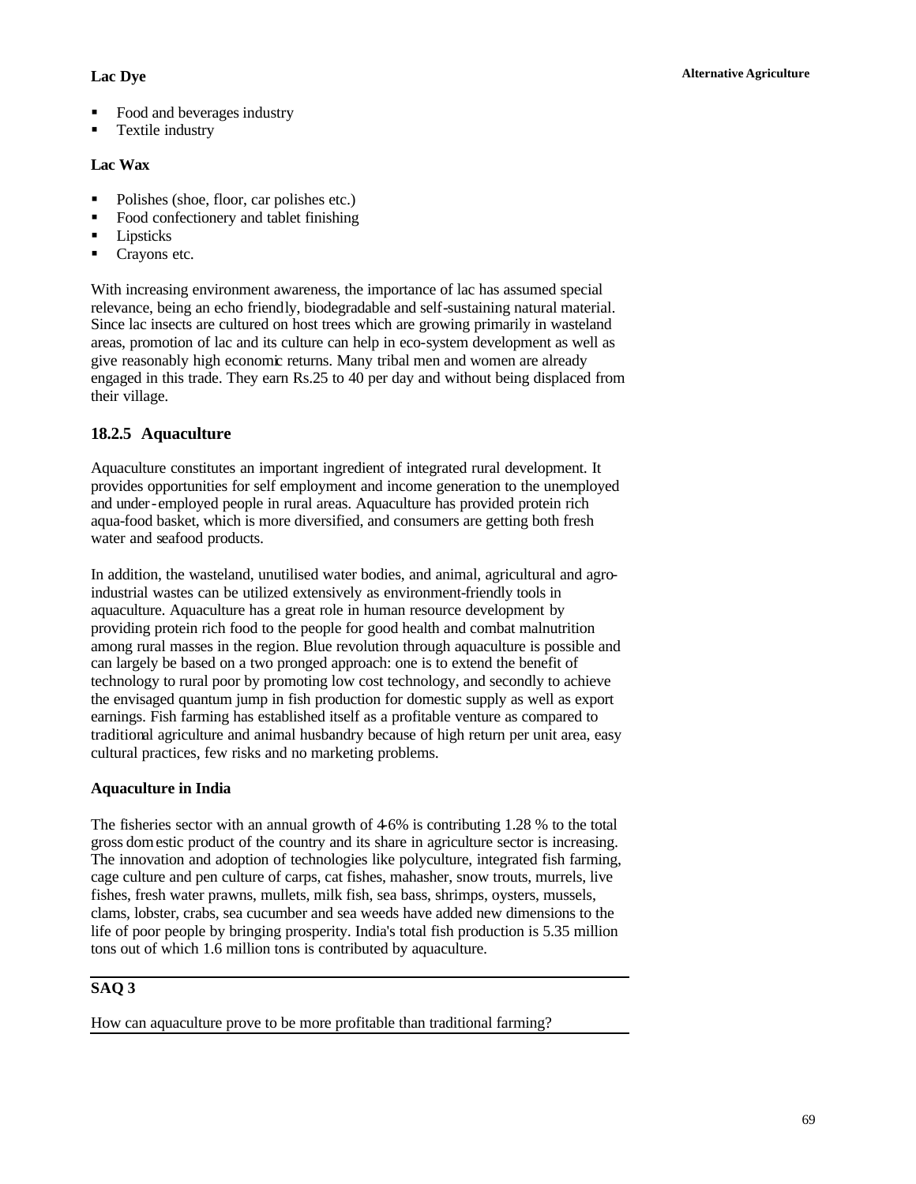**Lac Dye**

- Food and beverages industry
- Textile industry

**Lac Wax**

- Polishes (shoe, floor, car polishes etc.)
- Food confectionery and tablet finishing
- Lipsticks
- Crayons etc.

With increasing environment awareness, the importance of lac has assumed special relevance, being an echo friendly, biodegradable and self-sustaining natural material. Since lac insects are cultured on host trees which are growing primarily in wasteland areas, promotion of lac and its culture can help in eco-system development as well as give reasonably high economic returns. Many tribal men and women are already engaged in this trade. They earn Rs.25 to 40 per day and without being displaced from their village.

### 18.2.5 Aquaculture

Aquaculture constitutes an important ingredient of integrated rural development. It provides opportunities for self employment and income generation to the unemployed and under-employed people in rural areas. Aquaculture has provided protein rich aqua-food basket, which is more diversified, and consumers are getting both fresh water and seafood products.

In addition, the wasteland, unutilised water bodies, and animal, agricultural and agro-industrial wastes can be utilized extensively as environment-friendly tools in aquaculture. Aquaculture has a great role in human resource development by providing protein rich food to the people for good health and combat malnutrition among rural masses in the region. Blue revolution through aquaculture is possible and can largely be based on a two pronged approach: one is to extend the benefit of technology to rural poor by promoting low cost technology, and secondly to achieve the envisaged quantum jump in fish production for domestic supply as well as export earnings. Fish farming has established itself as a profitable venture as compared to traditional agriculture and animal husbandry because of high return per unit area, easy cultural practices, few risks and no marketing problems.

**Aquaculture in India**

The fisheries sector with an annual growth of 4-6% is contributing 1.28 % to the total gross domestic product of the country and its share in agriculture sector is increasing. The innovation and adoption of technologies like polyculture, integrated fish farming, cage culture and pen culture of carps, cat fishes, mahasher, snow trouts, murrels, live fishes, fresh water prawns, mullets, milk fish, sea bass, shrimps, oysters, mussels, clams, lobster, crabs, sea cucumber and sea weeds have added new dimensions to the life of poor people by bringing prosperity. India's total fish production is 5.35 million tons out of which 1.6 million tons is contributed by aquaculture.

---

**SAQ 3**

How can aquaculture prove to be more profitable than traditional farming?

---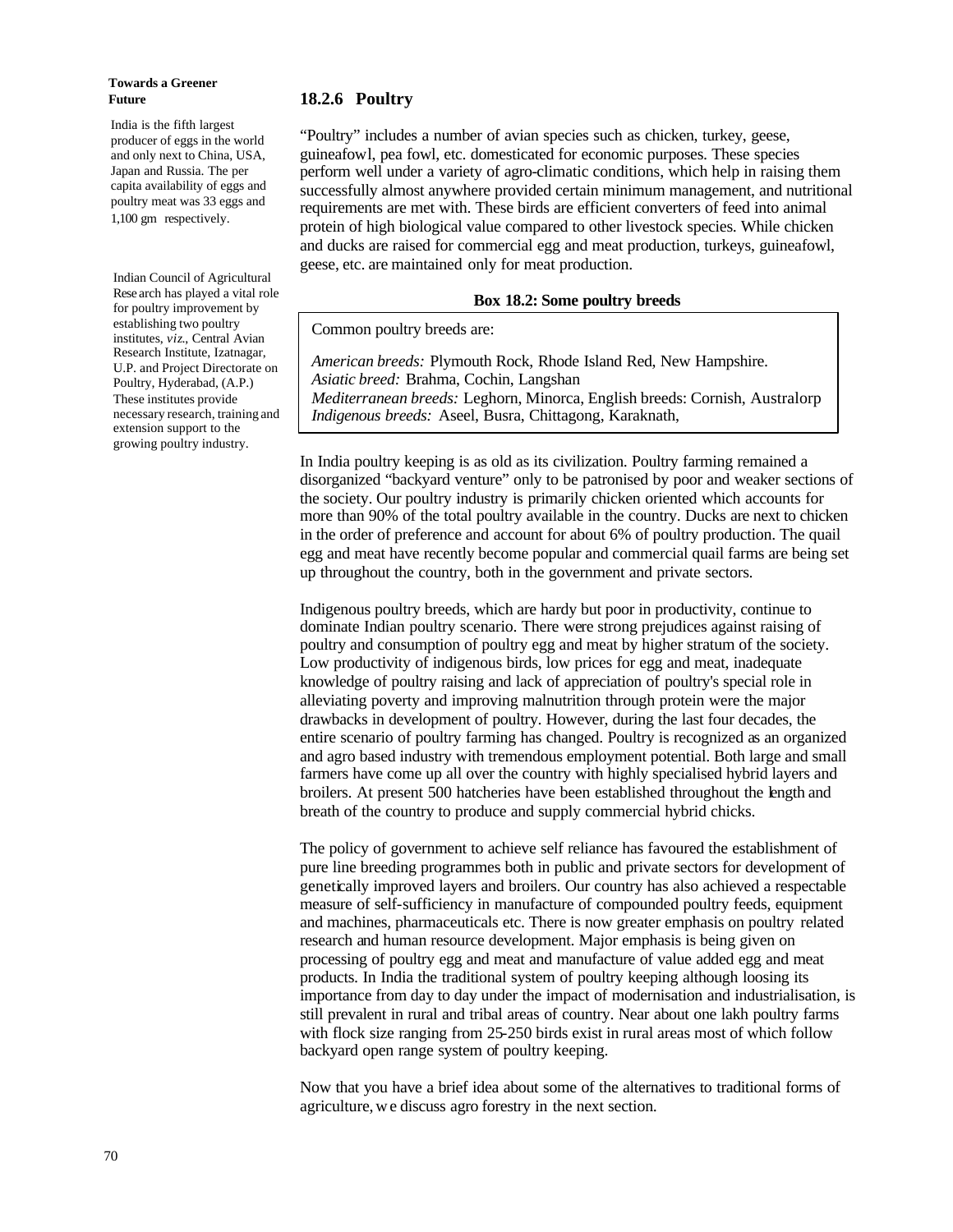India is the fifth largest producer of eggs in the world and only next to China, USA, Japan and Russia. The per capita availability of eggs and poultry meat was 33 eggs and 1,100 gm respectively.

Indian Council of Agricultural Research has played a vital role for poultry improvement by establishing two poultry institutes, *viz.*, Central Avian Research Institute, Izatnagar, U.P. and Project Directorate on Poultry, Hyderabad, (A.P.) These institutes provide necessary research, training and extension support to the growing poultry industry.

### 18.2.6 Poultry

"Poultry" includes a number of avian species such as chicken, turkey, geese, guineafowl, pea fowl, etc. domesticated for economic purposes. These species perform well under a variety of agro-climatic conditions, which help in raising them successfully almost anywhere provided certain minimum management, and nutritional requirements are met with. These birds are efficient converters of feed into animal protein of high biological value compared to other livestock species. While chicken and ducks are raised for commercial egg and meat production, turkeys, guineafowl, geese, etc. are maintained only for meat production.

**Box 18.2: Some poultry breeds**

Common poultry breeds are:

*American breeds:* Plymouth Rock, Rhode Island Red, New Hampshire.
*Asiatic breed:* Brahma, Cochin, Langshan
*Mediterranean breeds:* Leghorn, Minorca, English breeds: Cornish, Australorp
*Indigenous breeds:* Aseel, Busra, Chittagong, Karaknath,

In India poultry keeping is as old as its civilization. Poultry farming remained a disorganized "backyard venture" only to be patronised by poor and weaker sections of the society. Our poultry industry is primarily chicken oriented which accounts for more than 90% of the total poultry available in the country. Ducks are next to chicken in the order of preference and account for about 6% of poultry production. The quail egg and meat have recently become popular and commercial quail farms are being set up throughout the country, both in the government and private sectors.

Indigenous poultry breeds, which are hardy but poor in productivity, continue to dominate Indian poultry scenario. There were strong prejudices against raising of poultry and consumption of poultry egg and meat by higher stratum of the society. Low productivity of indigenous birds, low prices for egg and meat, inadequate knowledge of poultry raising and lack of appreciation of poultry's special role in alleviating poverty and improving malnutrition through protein were the major drawbacks in development of poultry. However, during the last four decades, the entire scenario of poultry farming has changed. Poultry is recognized as an organized and agro based industry with tremendous employment potential. Both large and small farmers have come up all over the country with highly specialised hybrid layers and broilers. At present 500 hatcheries have been established throughout the length and breath of the country to produce and supply commercial hybrid chicks.

The policy of government to achieve self reliance has favoured the establishment of pure line breeding programmes both in public and private sectors for development of genetically improved layers and broilers. Our country has also achieved a respectable measure of self-sufficiency in manufacture of compounded poultry feeds, equipment and machines, pharmaceuticals etc. There is now greater emphasis on poultry related research and human resource development. Major emphasis is being given on processing of poultry egg and meat and manufacture of value added egg and meat products. In India the traditional system of poultry keeping although loosing its importance from day to day under the impact of modernisation and industrialisation, is still prevalent in rural and tribal areas of country. Near about one lakh poultry farms with flock size ranging from 25-250 birds exist in rural areas most of which follow backyard open range system of poultry keeping.

Now that you have a brief idea about some of the alternatives to traditional forms of agriculture, we discuss agro forestry in the next section.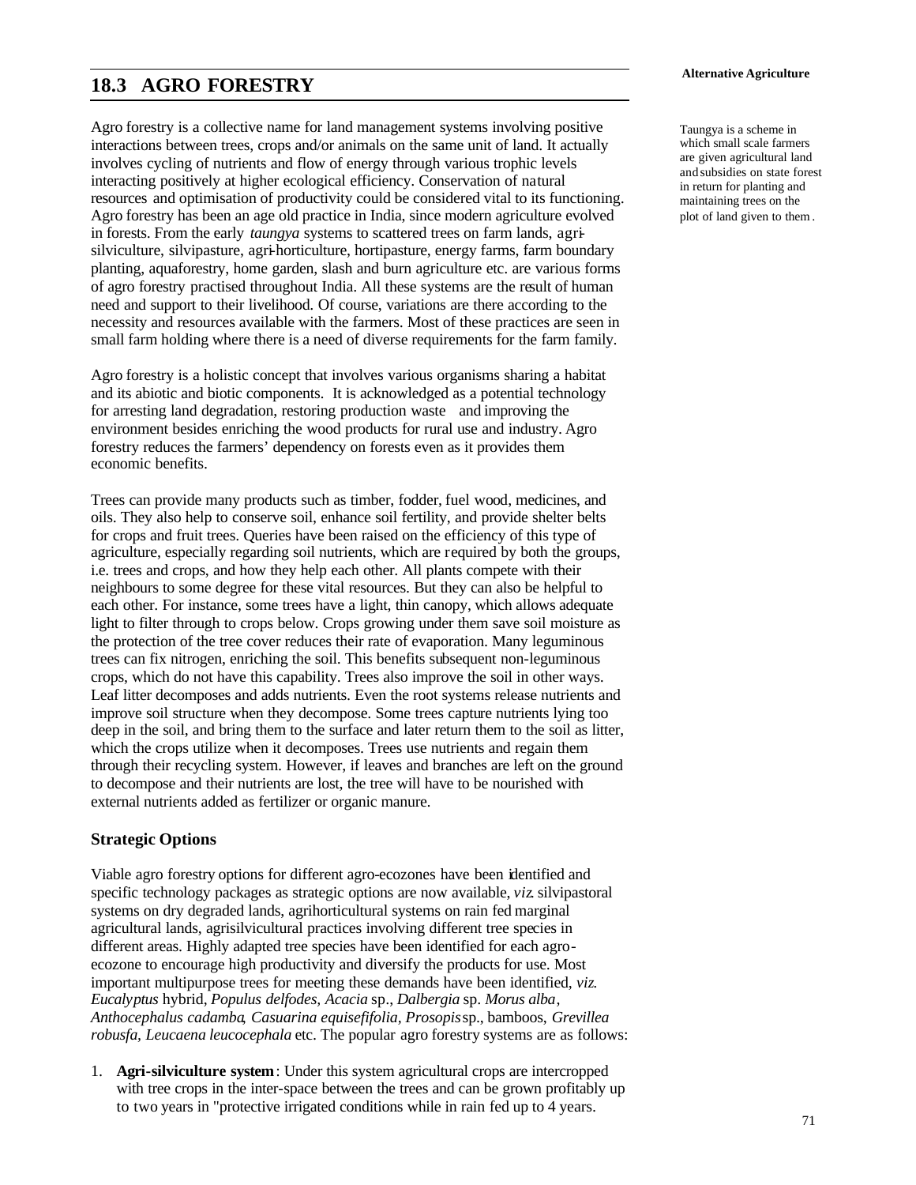## 18.3 AGRO FORESTRY

Taungya is a scheme in which small scale farmers are given agricultural land and subsidies on state forest in return for planting and maintaining trees on the plot of land given to them.

Agro forestry is a collective name for land management systems involving positive interactions between trees, crops and/or animals on the same unit of land. It actually involves cycling of nutrients and flow of energy through various trophic levels interacting positively at higher ecological efficiency. Conservation of natural resources and optimisation of productivity could be considered vital to its functioning. Agro forestry has been an age old practice in India, since modern agriculture evolved in forests. From the early *taungya* systems to scattered trees on farm lands, agri-silviculture, silvipasture, agri-horticulture, hortipasture, energy farms, farm boundary planting, aquaforestry, home garden, slash and burn agriculture etc. are various forms of agro forestry practised throughout India. All these systems are the result of human need and support to their livelihood. Of course, variations are there according to the necessity and resources available with the farmers. Most of these practices are seen in small farm holding where there is a need of diverse requirements for the farm family.

Agro forestry is a holistic concept that involves various organisms sharing a habitat and its abiotic and biotic components. It is acknowledged as a potential technology for arresting land degradation, restoring production waste and improving the environment besides enriching the wood products for rural use and industry. Agro forestry reduces the farmers' dependency on forests even as it provides them economic benefits.

Trees can provide many products such as timber, fodder, fuel wood, medicines, and oils. They also help to conserve soil, enhance soil fertility, and provide shelter belts for crops and fruit trees. Queries have been raised on the efficiency of this type of agriculture, especially regarding soil nutrients, which are required by both the groups, i.e. trees and crops, and how they help each other. All plants compete with their neighbours to some degree for these vital resources. But they can also be helpful to each other. For instance, some trees have a light, thin canopy, which allows adequate light to filter through to crops below. Crops growing under them save soil moisture as the protection of the tree cover reduces their rate of evaporation. Many leguminous trees can fix nitrogen, enriching the soil. This benefits subsequent non-leguminous crops, which do not have this capability. Trees also improve the soil in other ways. Leaf litter decomposes and adds nutrients. Even the root systems release nutrients and improve soil structure when they decompose. Some trees capture nutrients lying too deep in the soil, and bring them to the surface and later return them to the soil as litter, which the crops utilize when it decomposes. Trees use nutrients and regain them through their recycling system. However, if leaves and branches are left on the ground to decompose and their nutrients are lost, the tree will have to be nourished with external nutrients added as fertilizer or organic manure.

### Strategic Options

Viable agro forestry options for different agro-ecozones have been identified and specific technology packages as strategic options are now available, *viz.* silvipastoral systems on dry degraded lands, agrihorticultural systems on rain fed marginal agricultural lands, agrisilvicultural practices involving different tree species in different areas. Highly adapted tree species have been identified for each agro-ecozone to encourage high productivity and diversify the products for use. Most important multipurpose trees for meeting these demands have been identified, *viz.* *Eucalyptus* hybrid, *Populus delfodes*, *Acacia* sp., *Dalbergia* sp. *Morus alba*, *Anthocephalus cadamba*, *Casuarina equisefifolia*, *Prosopis* sp., bamboos, *Grevillea robusfa*, *Leucaena leucocephala* etc. The popular agro forestry systems are as follows:

1. **Agri-silviculture system**: Under this system agricultural crops are intercropped with tree crops in the inter-space between the trees and can be grown profitably up to two years in "protective irrigated conditions while in rain fed up to 4 years.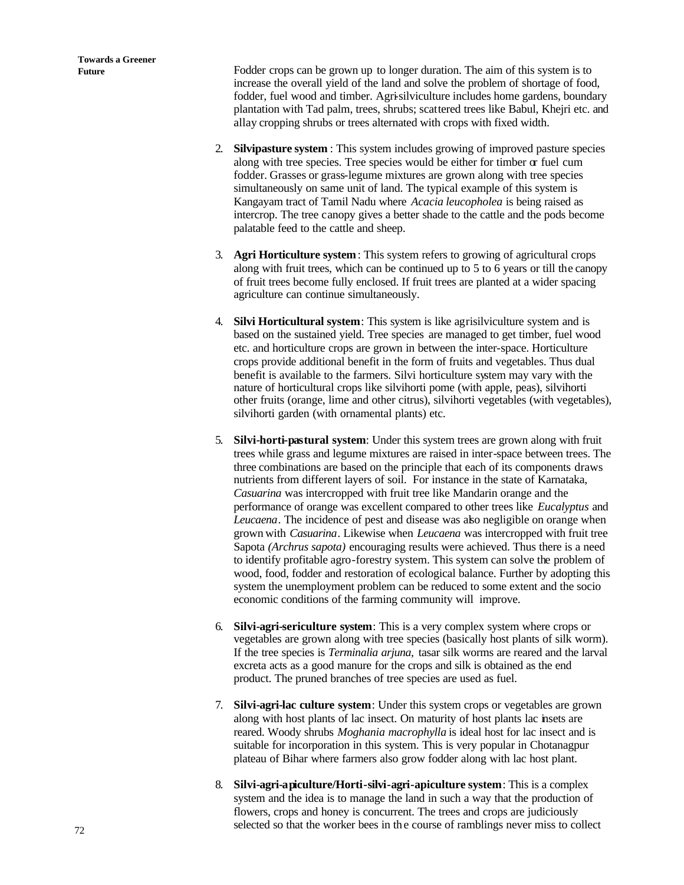Fodder crops can be grown up to longer duration. The aim of this system is to increase the overall yield of the land and solve the problem of shortage of food, fodder, fuel wood and timber. Agri-silviculture includes home gardens, boundary plantation with Tad palm, trees, shrubs; scattered trees like Babul, Khejri etc. and allay cropping shrubs or trees alternated with crops with fixed width.

2. **Silvipasture system** : This system includes growing of improved pasture species along with tree species. Tree species would be either for timber or fuel cum fodder. Grasses or grass-legume mixtures are grown along with tree species simultaneously on same unit of land. The typical example of this system is Kangayam tract of Tamil Nadu where *Acacia leucopholea* is being raised as intercrop. The tree canopy gives a better shade to the cattle and the pods become palatable feed to the cattle and sheep.

3. **Agri Horticulture system** : This system refers to growing of agricultural crops along with fruit trees, which can be continued up to 5 to 6 years or till the canopy of fruit trees become fully enclosed. If fruit trees are planted at a wider spacing agriculture can continue simultaneously.

4. **Silvi Horticultural system**: This system is like agrisilviculture system and is based on the sustained yield. Tree species are managed to get timber, fuel wood etc. and horticulture crops are grown in between the inter-space. Horticulture crops provide additional benefit in the form of fruits and vegetables. Thus dual benefit is available to the farmers. Silvi horticulture system may vary with the nature of horticultural crops like silvihorti pome (with apple, peas), silvihorti other fruits (orange, lime and other citrus), silvihorti vegetables (with vegetables), silvihorti garden (with ornamental plants) etc.

5. **Silvi-horti-pastural system**: Under this system trees are grown along with fruit trees while grass and legume mixtures are raised in inter-space between trees. The three combinations are based on the principle that each of its components draws nutrients from different layers of soil. For instance in the state of Karnataka, *Casuarina* was intercropped with fruit tree like Mandarin orange and the performance of orange was excellent compared to other trees like *Eucalyptus* and *Leucaena*. The incidence of pest and disease was also negligible on orange when grown with *Casuarina*. Likewise when *Leucaena* was intercropped with fruit tree Sapota *(Archrus sapota)* encouraging results were achieved. Thus there is a need to identify profitable agro-forestry system. This system can solve the problem of wood, food, fodder and restoration of ecological balance. Further by adopting this system the unemployment problem can be reduced to some extent and the socio economic conditions of the farming community will improve.

6. **Silvi-agri-sericulture system**: This is a very complex system where crops or vegetables are grown along with tree species (basically host plants of silk worm). If the tree species is *Terminalia arjuna,* tasar silk worms are reared and the larval excreta acts as a good manure for the crops and silk is obtained as the end product. The pruned branches of tree species are used as fuel.

7. **Silvi-agri-lac culture system**: Under this system crops or vegetables are grown along with host plants of lac insect. On maturity of host plants lac insets are reared. Woody shrubs *Moghania macrophylla* is ideal host for lac insect and is suitable for incorporation in this system. This is very popular in Chotanagpur plateau of Bihar where farmers also grow fodder along with lac host plant.

8. **Silvi-agri-apiculture/Horti-silvi-agri-apiculture system**: This is a complex system and the idea is to manage the land in such a way that the production of flowers, crops and honey is concurrent. The trees and crops are judiciously selected so that the worker bees in the course of ramblings never miss to collect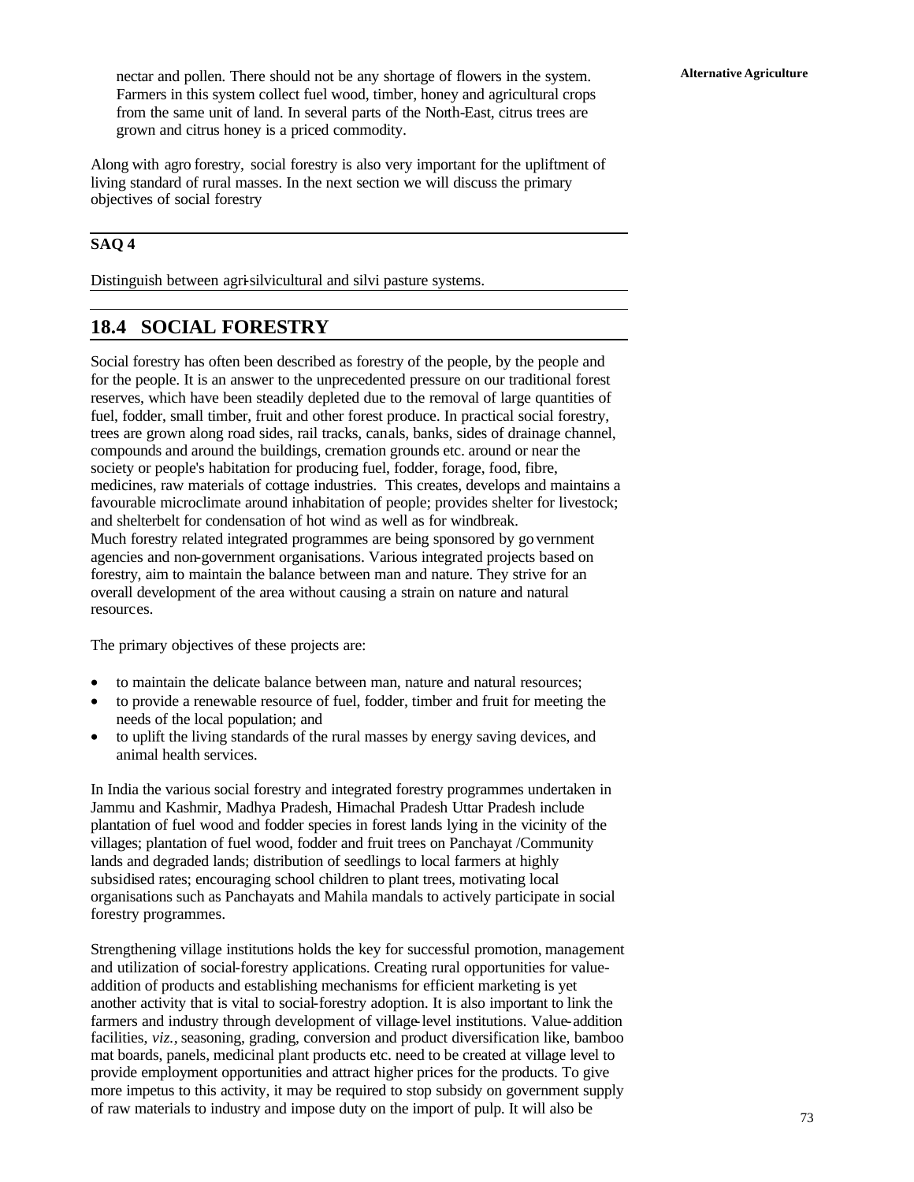nectar and pollen. There should not be any shortage of flowers in the system. Farmers in this system collect fuel wood, timber, honey and agricultural crops from the same unit of land. In several parts of the North-East, citrus trees are grown and citrus honey is a priced commodity.

Along with agro forestry, social forestry is also very important for the upliftment of living standard of rural masses. In the next section we will discuss the primary objectives of social forestry

**SAQ 4**

Distinguish between agri-silvicultural and silvi pasture systems.

## 18.4 SOCIAL FORESTRY

Social forestry has often been described as forestry of the people, by the people and for the people. It is an answer to the unprecedented pressure on our traditional forest reserves, which have been steadily depleted due to the removal of large quantities of fuel, fodder, small timber, fruit and other forest produce. In practical social forestry, trees are grown along road sides, rail tracks, canals, banks, sides of drainage channel, compounds and around the buildings, cremation grounds etc. around or near the society or people's habitation for producing fuel, fodder, forage, food, fibre, medicines, raw materials of cottage industries. This creates, develops and maintains a favourable microclimate around inhabitation of people; provides shelter for livestock; and shelterbelt for condensation of hot wind as well as for windbreak.
Much forestry related integrated programmes are being sponsored by government agencies and non-government organisations. Various integrated projects based on forestry, aim to maintain the balance between man and nature. They strive for an overall development of the area without causing a strain on nature and natural resources.

The primary objectives of these projects are:

- to maintain the delicate balance between man, nature and natural resources;
- to provide a renewable resource of fuel, fodder, timber and fruit for meeting the needs of the local population; and
- to uplift the living standards of the rural masses by energy saving devices, and animal health services.

In India the various social forestry and integrated forestry programmes undertaken in Jammu and Kashmir, Madhya Pradesh, Himachal Pradesh Uttar Pradesh include plantation of fuel wood and fodder species in forest lands lying in the vicinity of the villages; plantation of fuel wood, fodder and fruit trees on Panchayat /Community lands and degraded lands; distribution of seedlings to local farmers at highly subsidised rates; encouraging school children to plant trees, motivating local organisations such as Panchayats and Mahila mandals to actively participate in social forestry programmes.

Strengthening village institutions holds the key for successful promotion, management and utilization of social-forestry applications. Creating rural opportunities for value-addition of products and establishing mechanisms for efficient marketing is yet another activity that is vital to social-forestry adoption. It is also important to link the farmers and industry through development of village-level institutions. Value-addition facilities, *viz.*, seasoning, grading, conversion and product diversification like, bamboo mat boards, panels, medicinal plant products etc. need to be created at village level to provide employment opportunities and attract higher prices for the products. To give more impetus to this activity, it may be required to stop subsidy on government supply of raw materials to industry and impose duty on the import of pulp. It will also be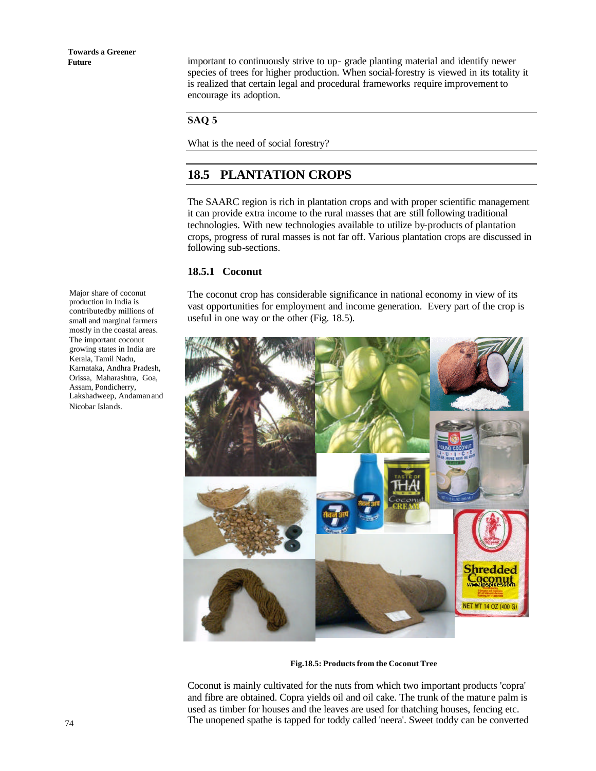important to continuously strive to up- grade planting material and identify newer species of trees for higher production. When social-forestry is viewed in its totality it is realized that certain legal and procedural frameworks require improvement to encourage its adoption.

**SAQ 5**

What is the need of social forestry?

## 18.5 PLANTATION CROPS

The SAARC region is rich in plantation crops and with proper scientific management it can provide extra income to the rural masses that are still following traditional technologies. With new technologies available to utilize by-products of plantation crops, progress of rural masses is not far off. Various plantation crops are discussed in following sub-sections.

### 18.5.1 Coconut

Major share of coconut production in India is contributedby millions of small and marginal farmers mostly in the coastal areas. The important coconut growing states in India are Kerala, Tamil Nadu, Karnataka, Andhra Pradesh, Orissa, Maharashtra, Goa, Assam, Pondicherry, Lakshadweep, Andaman and Nicobar Islands.

The coconut crop has considerable significance in national economy in view of its vast opportunities for employment and income generation. Every part of the crop is useful in one way or the other (Fig. 18.5).

**Fig.18.5: Products from the Coconut Tree**

Coconut is mainly cultivated for the nuts from which two important products 'copra' and fibre are obtained. Copra yields oil and oil cake. The trunk of the mature palm is used as timber for houses and the leaves are used for thatching houses, fencing etc. The unopened spathe is tapped for toddy called 'neera'. Sweet toddy can be converted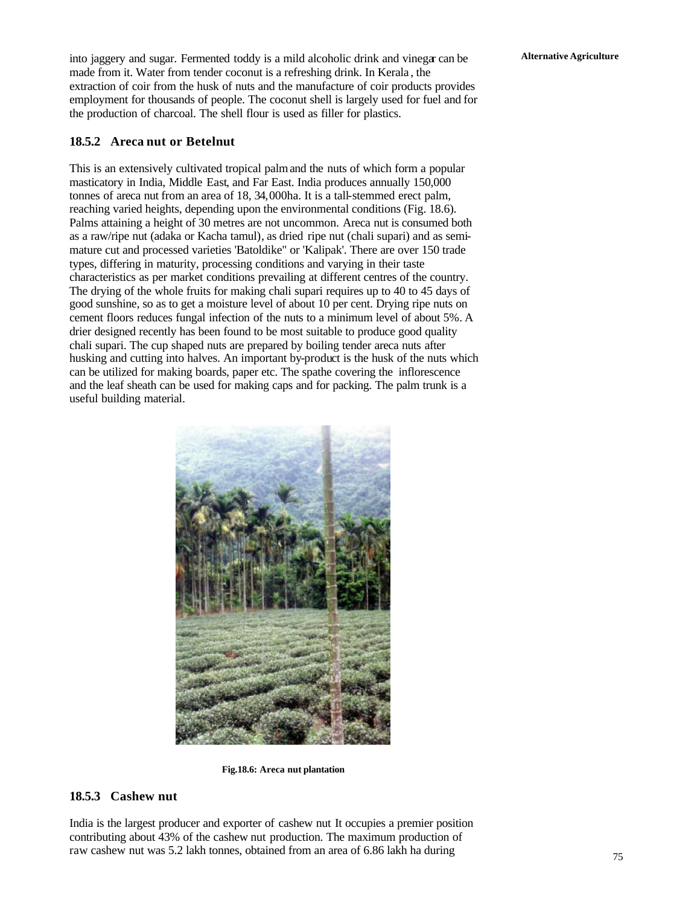into jaggery and sugar. Fermented toddy is a mild alcoholic drink and vinegar can be made from it. Water from tender coconut is a refreshing drink. In Kerala , the extraction of coir from the husk of nuts and the manufacture of coir products provides employment for thousands of people. The coconut shell is largely used for fuel and for the production of charcoal. The shell flour is used as filler for plastics.

### 18.5.2 Areca nut or Betelnut

This is an extensively cultivated tropical palm and the nuts of which form a popular masticatory in India, Middle East, and Far East. India produces annually 150,000 tonnes of areca nut from an area of 18, 34, 000ha. It is a tall-stemmed erect palm, reaching varied heights, depending upon the environmental conditions (Fig. 18.6). Palms attaining a height of 30 metres are not uncommon. Areca nut is consumed both as a raw/ripe nut (adaka or Kacha tamul), as dried ripe nut (chali supari) and as semi-mature cut and processed varieties 'Batoldike" or 'Kalipak'. There are over 150 trade types, differing in maturity, processing conditions and varying in their taste characteristics as per market conditions prevailing at different centres of the country. The drying of the whole fruits for making chali supari requires up to 40 to 45 days of good sunshine, so as to get a moisture level of about 10 per cent. Drying ripe nuts on cement floors reduces fungal infection of the nuts to a minimum level of about 5%. A drier designed recently has been found to be most suitable to produce good quality chali supari. The cup shaped nuts are prepared by boiling tender areca nuts after husking and cutting into halves. An important by-product is the husk of the nuts which can be utilized for making boards, paper etc. The spathe covering the inflorescence and the leaf sheath can be used for making caps and for packing. The palm trunk is a useful building material.

**Fig.18.6: Areca nut plantation**

### 18.5.3 Cashew nut

India is the largest producer and exporter of cashew nut It occupies a premier position contributing about 43% of the cashew nut production. The maximum production of raw cashew nut was 5.2 lakh tonnes, obtained from an area of 6.86 lakh ha during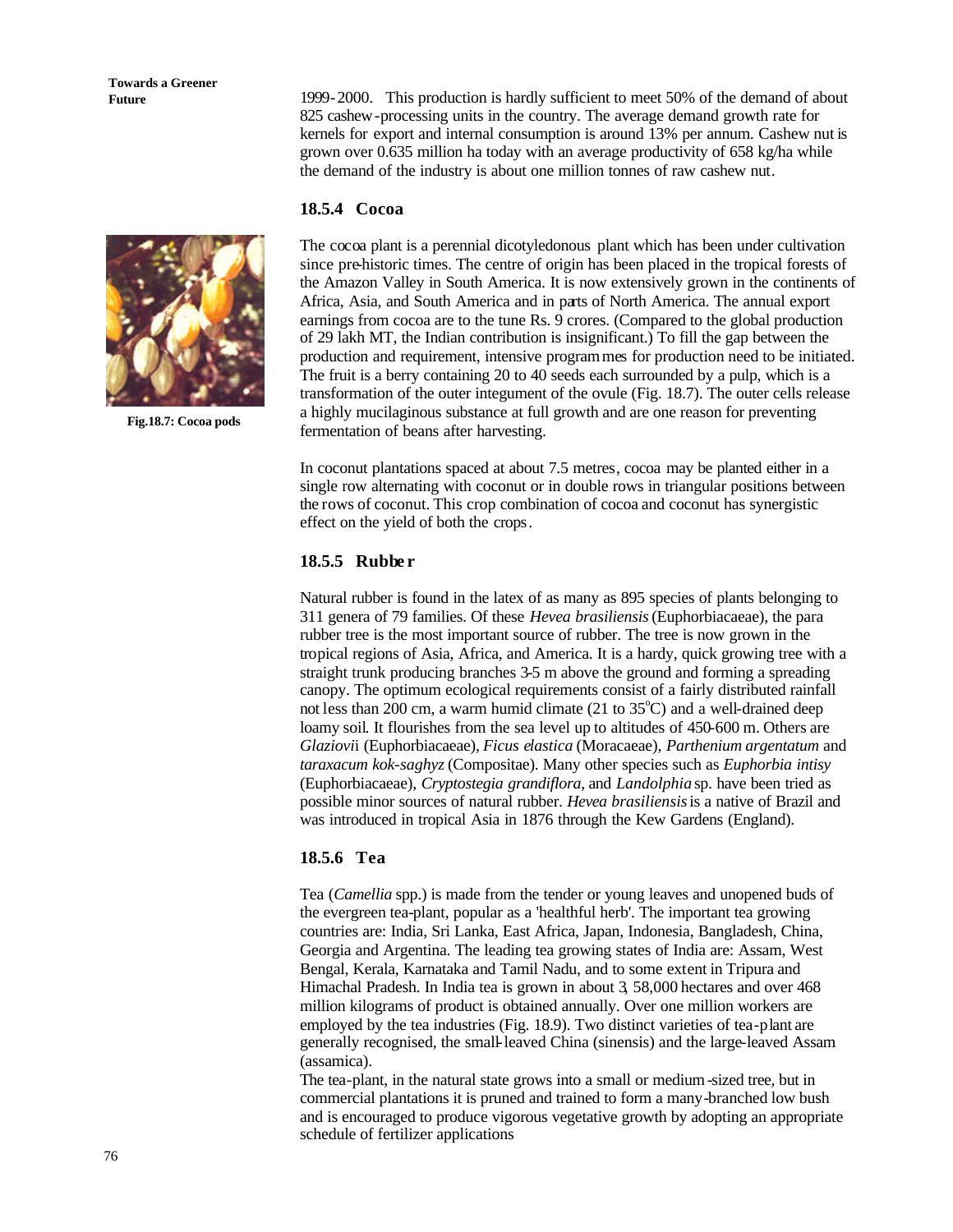1999-2000. This production is hardly sufficient to meet 50% of the demand of about 825 cashew-processing units in the country. The average demand growth rate for kernels for export and internal consumption is around 13% per annum. Cashew nut is grown over 0.635 million ha today with an average productivity of 658 kg/ha while the demand of the industry is about one million tonnes of raw cashew nut.

### 18.5.4 Cocoa

Fig.18.7: Cocoa pods

The cocoa plant is a perennial dicotyledonous plant which has been under cultivation since pre-historic times. The centre of origin has been placed in the tropical forests of the Amazon Valley in South America. It is now extensively grown in the continents of Africa, Asia, and South America and in parts of North America. The annual export earnings from cocoa are to the tune Rs. 9 crores. (Compared to the global production of 29 lakh MT, the Indian contribution is insignificant.) To fill the gap between the production and requirement, intensive programmes for production need to be initiated. The fruit is a berry containing 20 to 40 seeds each surrounded by a pulp, which is a transformation of the outer integument of the ovule (Fig. 18.7). The outer cells release a highly mucilaginous substance at full growth and are one reason for preventing fermentation of beans after harvesting.

In coconut plantations spaced at about 7.5 metres, cocoa may be planted either in a single row alternating with coconut or in double rows in triangular positions between the rows of coconut. This crop combination of cocoa and coconut has synergistic effect on the yield of both the crops.

### 18.5.5 Rubber

Natural rubber is found in the latex of as many as 895 species of plants belonging to 311 genera of 79 families. Of these *Hevea brasiliensis* (Euphorbiacaeae), the para rubber tree is the most important source of rubber. The tree is now grown in the tropical regions of Asia, Africa, and America. It is a hardy, quick growing tree with a straight trunk producing branches 3-5 m above the ground and forming a spreading canopy. The optimum ecological requirements consist of a fairly distributed rainfall not less than 200 cm, a warm humid climate (21 to 35°C) and a well-drained deep loamy soil. It flourishes from the sea level up to altitudes of 450-600 m. Others are *Glaziovi*i (Euphorbiacaeae), *Ficus elastica* (Moracaeae), *Parthenium argentatum* and *taraxacum kok-saghyz* (Compositae). Many other species such as *Euphorbia intisy* (Euphorbiacaeae), *Cryptostegia grandiflora*, and *Landolphia* sp. have been tried as possible minor sources of natural rubber. *Hevea brasiliensis* is a native of Brazil and was introduced in tropical Asia in 1876 through the Kew Gardens (England).

### 18.5.6 Tea

Tea (*Camellia* spp.) is made from the tender or young leaves and unopened buds of the evergreen tea-plant, popular as a 'healthful herb'. The important tea growing countries are: India, Sri Lanka, East Africa, Japan, Indonesia, Bangladesh, China, Georgia and Argentina. The leading tea growing states of India are: Assam, West Bengal, Kerala, Karnataka and Tamil Nadu, and to some extent in Tripura and Himachal Pradesh. In India tea is grown in about 3, 58,000 hectares and over 468 million kilograms of product is obtained annually. Over one million workers are employed by the tea industries (Fig. 18.9). Two distinct varieties of tea-plant are generally recognised, the small-leaved China (sinensis) and the large-leaved Assam (assamica).

The tea-plant, in the natural state grows into a small or medium-sized tree, but in commercial plantations it is pruned and trained to form a many-branched low bush and is encouraged to produce vigorous vegetative growth by adopting an appropriate schedule of fertilizer applications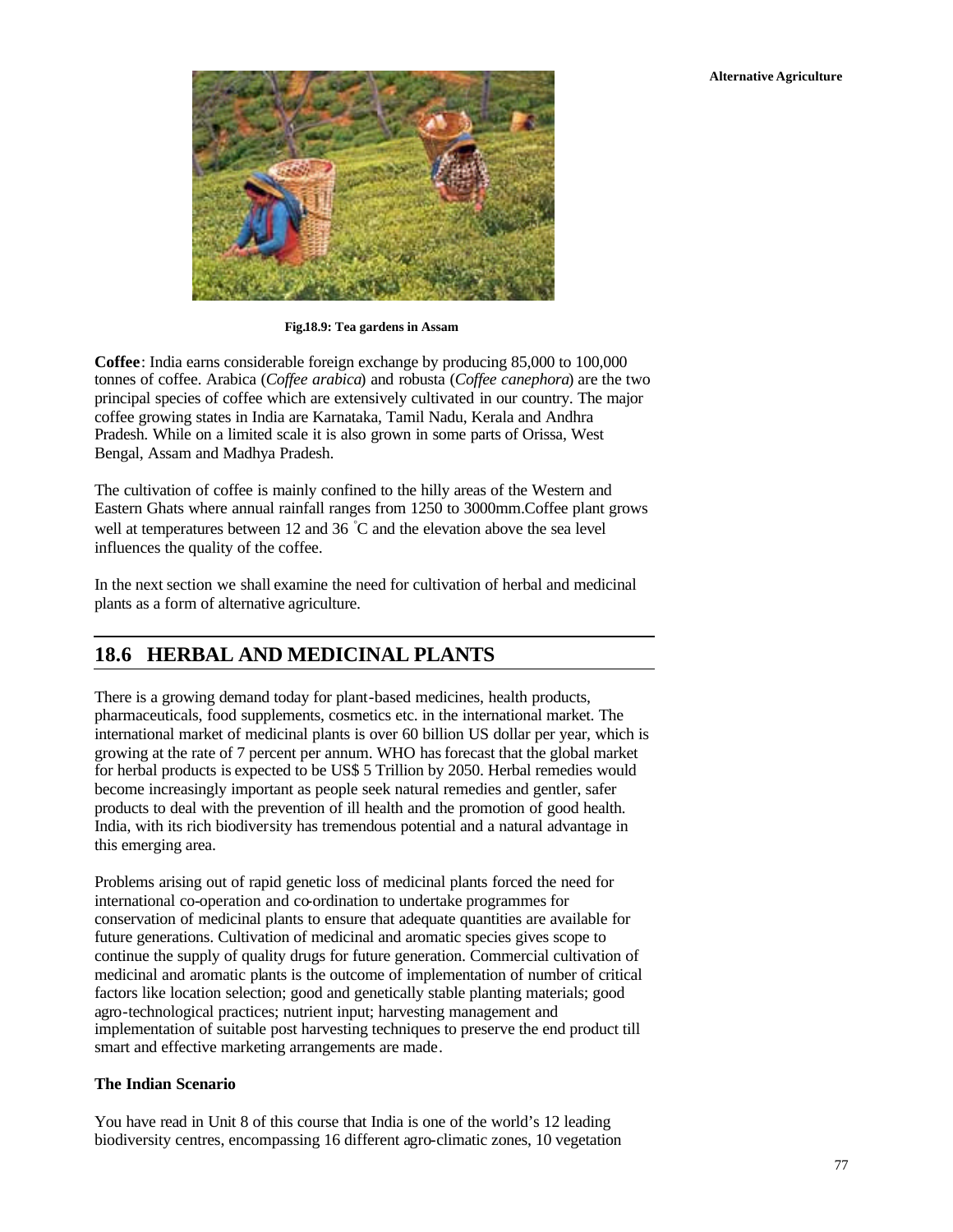Fig.18.9: Tea gardens in Assam

**Coffee**: India earns considerable foreign exchange by producing 85,000 to 100,000 tonnes of coffee. Arabica (*Coffee arabica*) and robusta (*Coffee canephora*) are the two principal species of coffee which are extensively cultivated in our country. The major coffee growing states in India are Karnataka, Tamil Nadu, Kerala and Andhra Pradesh. While on a limited scale it is also grown in some parts of Orissa, West Bengal, Assam and Madhya Pradesh.

The cultivation of coffee is mainly confined to the hilly areas of the Western and Eastern Ghats where annual rainfall ranges from 1250 to 3000mm.Coffee plant grows well at temperatures between 12 and 36 °C and the elevation above the sea level influences the quality of the coffee.

In the next section we shall examine the need for cultivation of herbal and medicinal plants as a form of alternative agriculture.

## 18.6 HERBAL AND MEDICINAL PLANTS

There is a growing demand today for plant-based medicines, health products, pharmaceuticals, food supplements, cosmetics etc. in the international market. The international market of medicinal plants is over 60 billion US dollar per year, which is growing at the rate of 7 percent per annum. WHO has forecast that the global market for herbal products is expected to be US$ 5 Trillion by 2050. Herbal remedies would become increasingly important as people seek natural remedies and gentler, safer products to deal with the prevention of ill health and the promotion of good health. India, with its rich biodiversity has tremendous potential and a natural advantage in this emerging area.

Problems arising out of rapid genetic loss of medicinal plants forced the need for international co-operation and co-ordination to undertake programmes for conservation of medicinal plants to ensure that adequate quantities are available for future generations. Cultivation of medicinal and aromatic species gives scope to continue the supply of quality drugs for future generation. Commercial cultivation of medicinal and aromatic plants is the outcome of implementation of number of critical factors like location selection; good and genetically stable planting materials; good agro-technological practices; nutrient input; harvesting management and implementation of suitable post harvesting techniques to preserve the end product till smart and effective marketing arrangements are made.

### The Indian Scenario

You have read in Unit 8 of this course that India is one of the world's 12 leading biodiversity centres, encompassing 16 different agro-climatic zones, 10 vegetation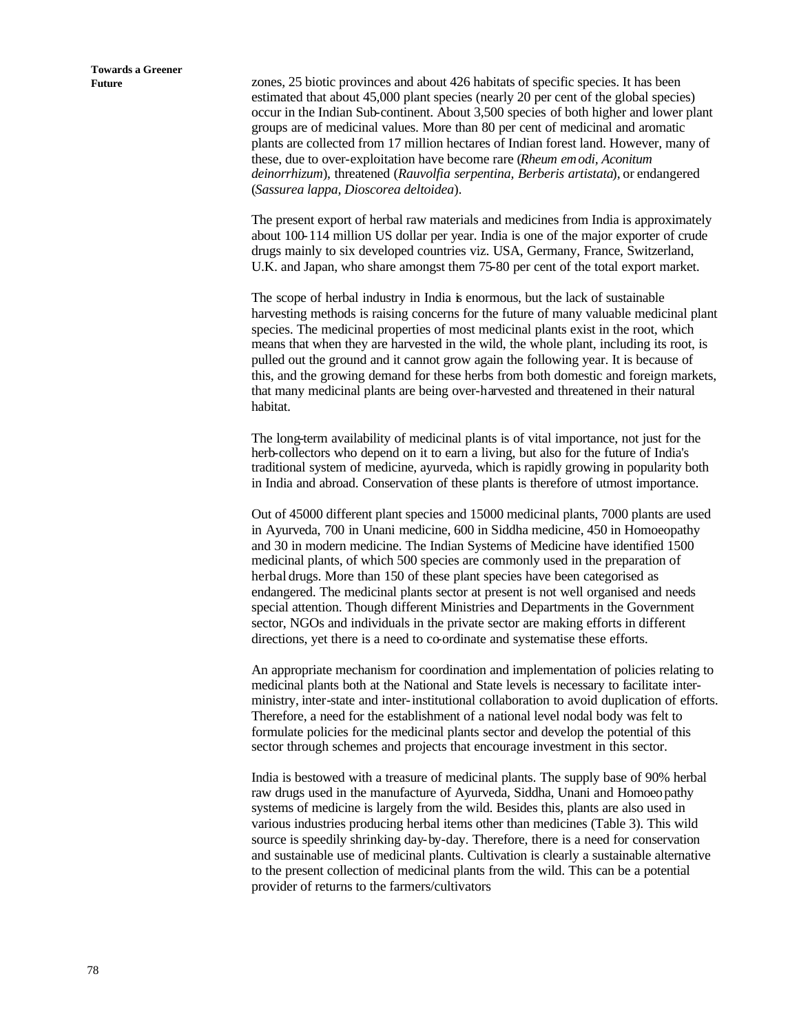zones, 25 biotic provinces and about 426 habitats of specific species. It has been estimated that about 45,000 plant species (nearly 20 per cent of the global species) occur in the Indian Sub-continent. About 3,500 species of both higher and lower plant groups are of medicinal values. More than 80 per cent of medicinal and aromatic plants are collected from 17 million hectares of Indian forest land. However, many of these, due to over-exploitation have become rare (*Rheum emodi, Aconitum deinorrhizum*), threatened (*Rauvolfia serpentina, Berberis artistata*), or endangered (*Sassurea lappa, Dioscorea deltoidea*).

The present export of herbal raw materials and medicines from India is approximately about 100-114 million US dollar per year. India is one of the major exporter of crude drugs mainly to six developed countries viz. USA, Germany, France, Switzerland, U.K. and Japan, who share amongst them 75-80 per cent of the total export market.

The scope of herbal industry in India is enormous, but the lack of sustainable harvesting methods is raising concerns for the future of many valuable medicinal plant species. The medicinal properties of most medicinal plants exist in the root, which means that when they are harvested in the wild, the whole plant, including its root, is pulled out the ground and it cannot grow again the following year. It is because of this, and the growing demand for these herbs from both domestic and foreign markets, that many medicinal plants are being over-harvested and threatened in their natural habitat.

The long-term availability of medicinal plants is of vital importance, not just for the herb-collectors who depend on it to earn a living, but also for the future of India's traditional system of medicine, ayurveda, which is rapidly growing in popularity both in India and abroad. Conservation of these plants is therefore of utmost importance.

Out of 45000 different plant species and 15000 medicinal plants, 7000 plants are used in Ayurveda, 700 in Unani medicine, 600 in Siddha medicine, 450 in Homoeopathy and 30 in modern medicine. The Indian Systems of Medicine have identified 1500 medicinal plants, of which 500 species are commonly used in the preparation of herbal drugs. More than 150 of these plant species have been categorised as endangered. The medicinal plants sector at present is not well organised and needs special attention. Though different Ministries and Departments in the Government sector, NGOs and individuals in the private sector are making efforts in different directions, yet there is a need to co-ordinate and systematise these efforts.

An appropriate mechanism for coordination and implementation of policies relating to medicinal plants both at the National and State levels is necessary to facilitate inter-ministry, inter-state and inter-institutional collaboration to avoid duplication of efforts. Therefore, a need for the establishment of a national level nodal body was felt to formulate policies for the medicinal plants sector and develop the potential of this sector through schemes and projects that encourage investment in this sector.

India is bestowed with a treasure of medicinal plants. The supply base of 90% herbal raw drugs used in the manufacture of Ayurveda, Siddha, Unani and Homoeopathy systems of medicine is largely from the wild. Besides this, plants are also used in various industries producing herbal items other than medicines (Table 3). This wild source is speedily shrinking day-by-day. Therefore, there is a need for conservation and sustainable use of medicinal plants. Cultivation is clearly a sustainable alternative to the present collection of medicinal plants from the wild. This can be a potential provider of returns to the farmers/cultivators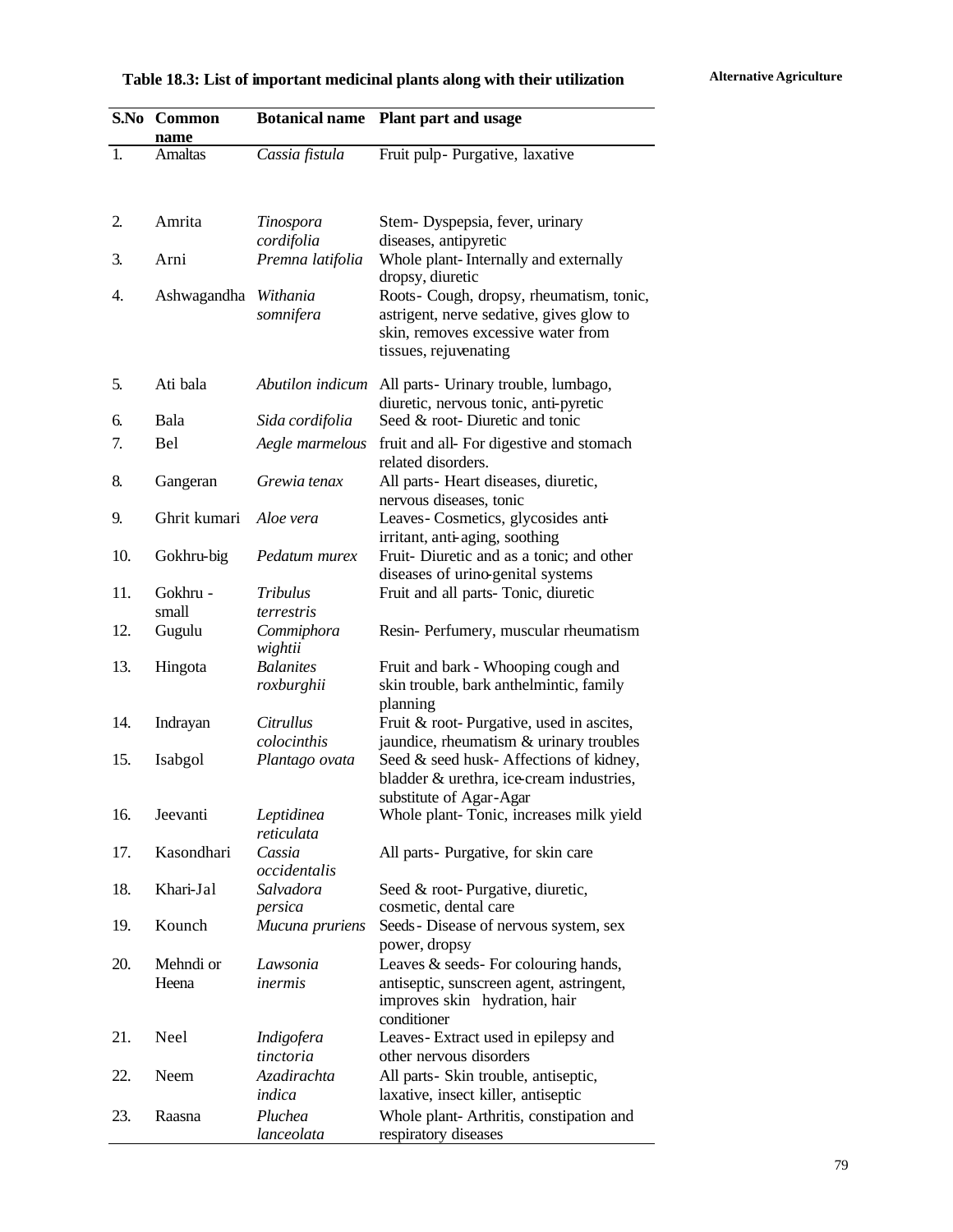**Table 18.3: List of important medicinal plants along with their utilization**

| S.No | Common name | Botanical name | Plant part and usage |
|---|---|---|---|
| 1. | Amaltas | *Cassia fistula* | Fruit pulp- Purgative, laxative |
| 2. | Amrita | *Tinospora cordifolia* | Stem- Dyspepsia, fever, urinary diseases, antipyretic |
| 3. | Arni | *Premna latifolia* | Whole plant- Internally and externally dropsy, diuretic |
| 4. | Ashwagandha | *Withania somnifera* | Roots- Cough, dropsy, rheumatism, tonic, astrigent, nerve sedative, gives glow to skin, removes excessive water from tissues, rejuvenating |
| 5. | Ati bala | *Abutilon indicum* | All parts- Urinary trouble, lumbago, diuretic, nervous tonic, anti-pyretic |
| 6. | Bala | *Sida cordifolia* | Seed & root- Diuretic and tonic |
| 7. | Bel | *Aegle marmelous* | fruit and all- For digestive and stomach related disorders. |
| 8. | Gangeran | *Grewia tenax* | All parts- Heart diseases, diuretic, nervous diseases, tonic |
| 9. | Ghrit kumari | *Aloe vera* | Leaves- Cosmetics, glycosides anti-irritant, anti-aging, soothing |
| 10. | Gokhru-big | *Pedatum murex* | Fruit- Diuretic and as a tonic; and other diseases of urino-genital systems |
| 11. | Gokhru - small | *Tribulus terrestris* | Fruit and all parts- Tonic, diuretic |
| 12. | Gugulu | *Commiphora wightii* | Resin- Perfumery, muscular rheumatism |
| 13. | Hingota | *Balanites roxburghii* | Fruit and bark - Whooping cough and skin trouble, bark anthelmintic, family planning |
| 14. | Indrayan | *Citrullus colocinthis* | Fruit & root- Purgative, used in ascites, jaundice, rheumatism & urinary troubles |
| 15. | Isabgol | *Plantago ovata* | Seed & seed husk- Affections of kidney, bladder & urethra, ice-cream industries, substitute of Agar-Agar |
| 16. | Jeevanti | *Leptidinea reticulata* | Whole plant- Tonic, increases milk yield |
| 17. | Kasondhari | *Cassia occidentalis* | All parts- Purgative, for skin care |
| 18. | Khari-Jal | *Salvadora persica* | Seed & root- Purgative, diuretic, cosmetic, dental care |
| 19. | Kounch | *Mucuna pruriens* | Seeds- Disease of nervous system, sex power, dropsy |
| 20. | Mehndi or Heena | *Lawsonia inermis* | Leaves & seeds- For colouring hands, antiseptic, sunscreen agent, astringent, improves skin hydration, hair conditioner |
| 21. | Neel | *Indigofera tinctoria* | Leaves- Extract used in epilepsy and other nervous disorders |
| 22. | Neem | *Azadirachta indica* | All parts- Skin trouble, antiseptic, laxative, insect killer, antiseptic |
| 23. | Raasna | *Pluchea lanceolata* | Whole plant- Arthritis, constipation and respiratory diseases |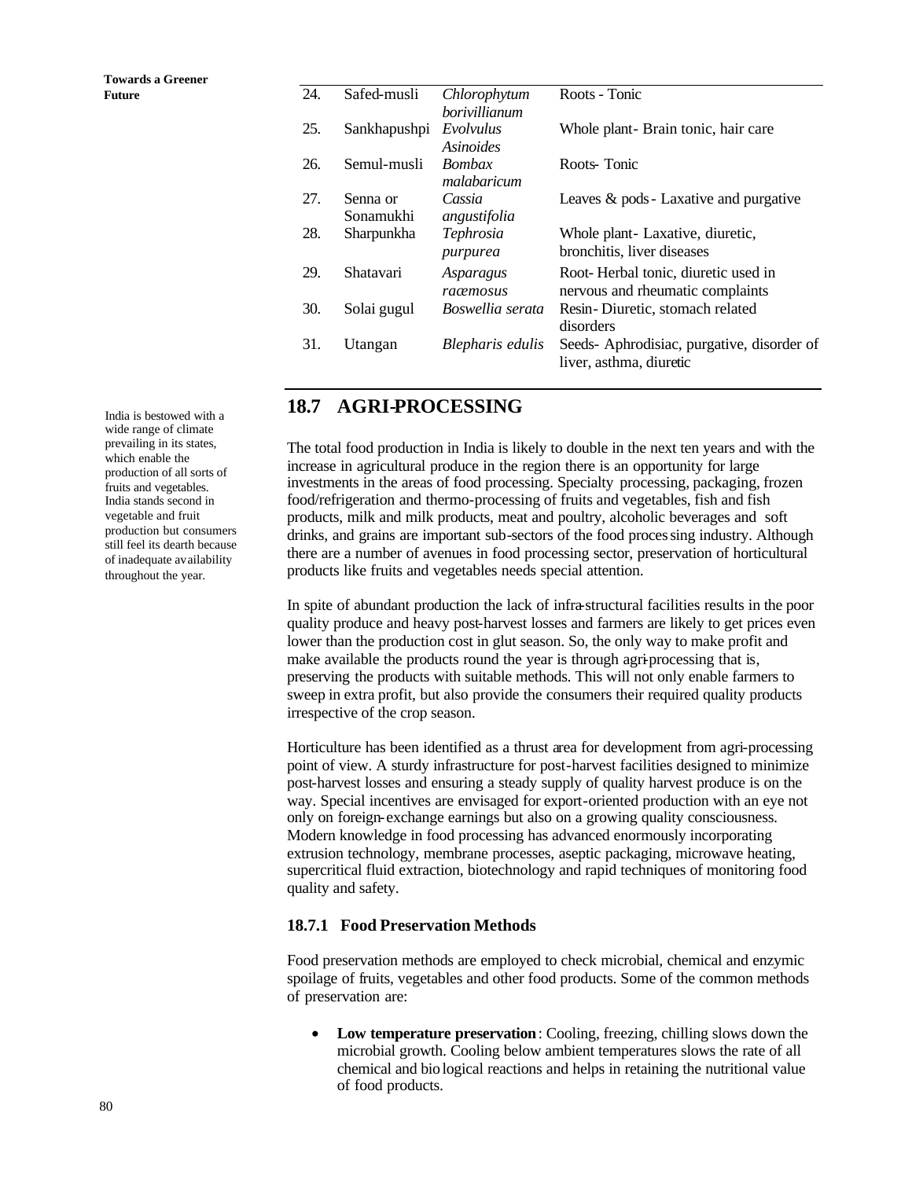| | | | |
|---|---|---|---|
| 24. | Safed-musli | *Chlorophytum borivillianum* | Roots - Tonic |
| 25. | Sankhapushpi | *Evolvulus Asinoides* | Whole plant- Brain tonic, hair care |
| 26. | Semul-musli | *Bombax malabaricum* | Roots- Tonic |
| 27. | Senna or Sonamukhi | *Cassia angustifolia* | Leaves & pods - Laxative and purgative |
| 28. | Sharpunkha | *Tephrosia purpurea* | Whole plant- Laxative, diuretic, bronchitis, liver diseases |
| 29. | Shatavari | *Asparagus racemosus* | Root- Herbal tonic, diuretic used in nervous and rheumatic complaints |
| 30. | Solai gugul | *Boswellia serata* | Resin- Diuretic, stomach related disorders |
| 31. | Utangan | *Blepharis edulis* | Seeds- Aphrodisiac, purgative, disorder of liver, asthma, diuretic |

## 18.7 AGRI-PROCESSING

India is bestowed with a wide range of climate prevailing in its states, which enable the production of all sorts of fruits and vegetables. India stands second in vegetable and fruit production but consumers still feel its dearth because of inadequate availability throughout the year.

The total food production in India is likely to double in the next ten years and with the increase in agricultural produce in the region there is an opportunity for large investments in the areas of food processing. Specialty processing, packaging, frozen food/refrigeration and thermo-processing of fruits and vegetables, fish and fish products, milk and milk products, meat and poultry, alcoholic beverages and soft drinks, and grains are important sub-sectors of the food processing industry. Although there are a number of avenues in food processing sector, preservation of horticultural products like fruits and vegetables needs special attention.

In spite of abundant production the lack of infra-structural facilities results in the poor quality produce and heavy post-harvest losses and farmers are likely to get prices even lower than the production cost in glut season. So, the only way to make profit and make available the products round the year is through agri-processing that is, preserving the products with suitable methods. This will not only enable farmers to sweep in extra profit, but also provide the consumers their required quality products irrespective of the crop season.

Horticulture has been identified as a thrust area for development from agri-processing point of view. A sturdy infrastructure for post-harvest facilities designed to minimize post-harvest losses and ensuring a steady supply of quality harvest produce is on the way. Special incentives are envisaged for export-oriented production with an eye not only on foreign-exchange earnings but also on a growing quality consciousness. Modern knowledge in food processing has advanced enormously incorporating extrusion technology, membrane processes, aseptic packaging, microwave heating, supercritical fluid extraction, biotechnology and rapid techniques of monitoring food quality and safety.

### 18.7.1 Food Preservation Methods

Food preservation methods are employed to check microbial, chemical and enzymic spoilage of fruits, vegetables and other food products. Some of the common methods of preservation are:

- **Low temperature preservation**: Cooling, freezing, chilling slows down the microbial growth. Cooling below ambient temperatures slows the rate of all chemical and biological reactions and helps in retaining the nutritional value of food products.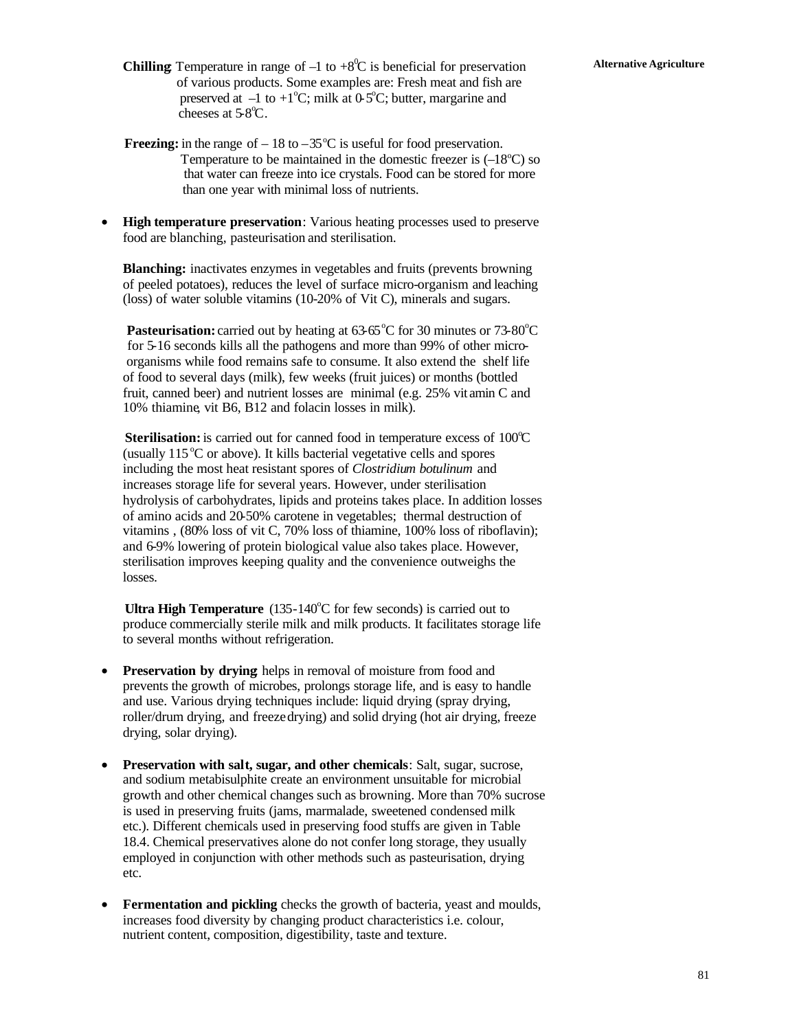**Chilling**: Temperature in range of $-1$ to $+8^0$C is beneficial for preservation of various products. Some examples are: Fresh meat and fish are preserved at $-1$ to $+1^o$C; milk at 0-5$^o$C; butter, margarine and cheeses at 5-8$^o$C.

**Freezing:** in the range of $-18$ to $-35^o$C is useful for food preservation. Temperature to be maintained in the domestic freezer is ($-18^o$C) so that water can freeze into ice crystals. Food can be stored for more than one year with minimal loss of nutrients.

- **High temperature preservation**: Various heating processes used to preserve food are blanching, pasteurisation and sterilisation.

  **Blanching:** inactivates enzymes in vegetables and fruits (prevents browning of peeled potatoes), reduces the level of surface micro-organism and leaching (loss) of water soluble vitamins (10-20% of Vit C), minerals and sugars.

  **Pasteurisation:** carried out by heating at 63-65$^o$C for 30 minutes or 73-80$^o$C for 5-16 seconds kills all the pathogens and more than 99% of other micro-organisms while food remains safe to consume. It also extend the shelf life of food to several days (milk), few weeks (fruit juices) or months (bottled fruit, canned beer) and nutrient losses are minimal (e.g. 25% vitamin C and 10% thiamine, vit B6, B12 and folacin losses in milk).

  **Sterilisation:** is carried out for canned food in temperature excess of 100$^o$C (usually 115$^o$C or above). It kills bacterial vegetative cells and spores including the most heat resistant spores of *Clostridium botulinum* and increases storage life for several years. However, under sterilisation hydrolysis of carbohydrates, lipids and proteins takes place. In addition losses of amino acids and 20-50% carotene in vegetables; thermal destruction of vitamins , (80% loss of vit C, 70% loss of thiamine, 100% loss of riboflavin); and 6-9% lowering of protein biological value also takes place. However, sterilisation improves keeping quality and the convenience outweighs the losses.

  **Ultra High Temperature** (135-140$^o$C for few seconds) is carried out to produce commercially sterile milk and milk products. It facilitates storage life to several months without refrigeration.

- **Preservation by drying**: helps in removal of moisture from food and prevents the growth of microbes, prolongs storage life, and is easy to handle and use. Various drying techniques include: liquid drying (spray drying, roller/drum drying, and freeze drying) and solid drying (hot air drying, freeze drying, solar drying).

- **Preservation with salt, sugar, and other chemicals**: Salt, sugar, sucrose, and sodium metabisulphite create an environment unsuitable for microbial growth and other chemical changes such as browning. More than 70% sucrose is used in preserving fruits (jams, marmalade, sweetened condensed milk etc.). Different chemicals used in preserving food stuffs are given in Table 18.4. Chemical preservatives alone do not confer long storage, they usually employed in conjunction with other methods such as pasteurisation, drying etc.

- **Fermentation and pickling** checks the growth of bacteria, yeast and moulds, increases food diversity by changing product characteristics i.e. colour, nutrient content, composition, digestibility, taste and texture.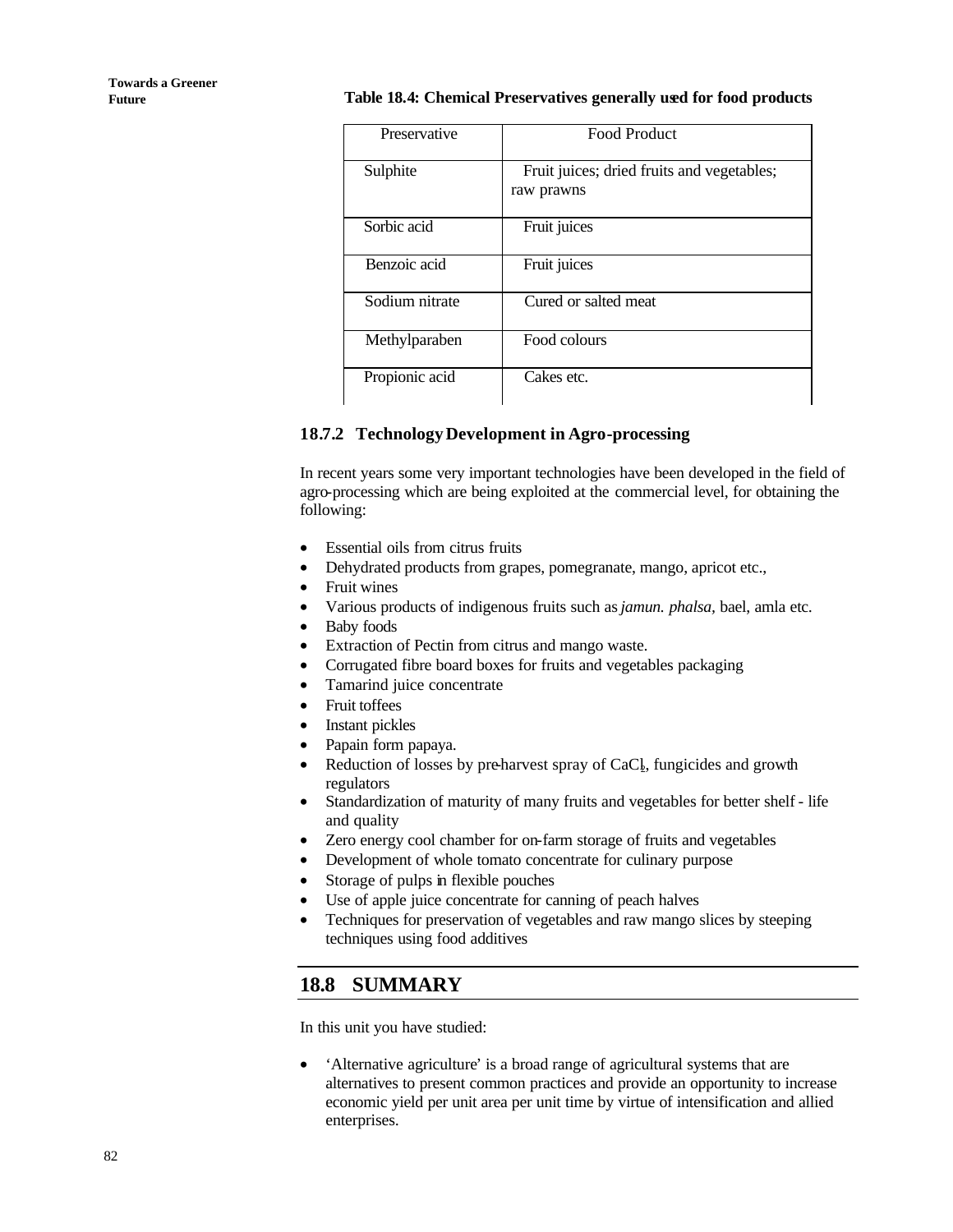**Table 18.4: Chemical Preservatives generally used for food products**

| Preservative | Food Product |
|---|---|
| Sulphite | Fruit juices; dried fruits and vegetables; raw prawns |
| Sorbic acid | Fruit juices |
| Benzoic acid | Fruit juices |
| Sodium nitrate | Cured or salted meat |
| Methylparaben | Food colours |
| Propionic acid | Cakes etc. |

### 18.7.2 Technology Development in Agro-processing

In recent years some very important technologies have been developed in the field of agro-processing which are being exploited at the commercial level, for obtaining the following:

- Essential oils from citrus fruits
- Dehydrated products from grapes, pomegranate, mango, apricot etc.,
- Fruit wines
- Various products of indigenous fruits such as *jamun. phalsa,* bael, amla etc.
- Baby foods
- Extraction of Pectin from citrus and mango waste.
- Corrugated fibre board boxes for fruits and vegetables packaging
- Tamarind juice concentrate
- Fruit toffees
- Instant pickles
- Papain form papaya.
- Reduction of losses by pre-harvest spray of $CaCl_2$, fungicides and growth regulators
- Standardization of maturity of many fruits and vegetables for better shelf - life and quality
- Zero energy cool chamber for on-farm storage of fruits and vegetables
- Development of whole tomato concentrate for culinary purpose
- Storage of pulps in flexible pouches
- Use of apple juice concentrate for canning of peach halves
- Techniques for preservation of vegetables and raw mango slices by steeping techniques using food additives

## 18.8 SUMMARY

In this unit you have studied:

- 'Alternative agriculture' is a broad range of agricultural systems that are alternatives to present common practices and provide an opportunity to increase economic yield per unit area per unit time by virtue of intensification and allied enterprises.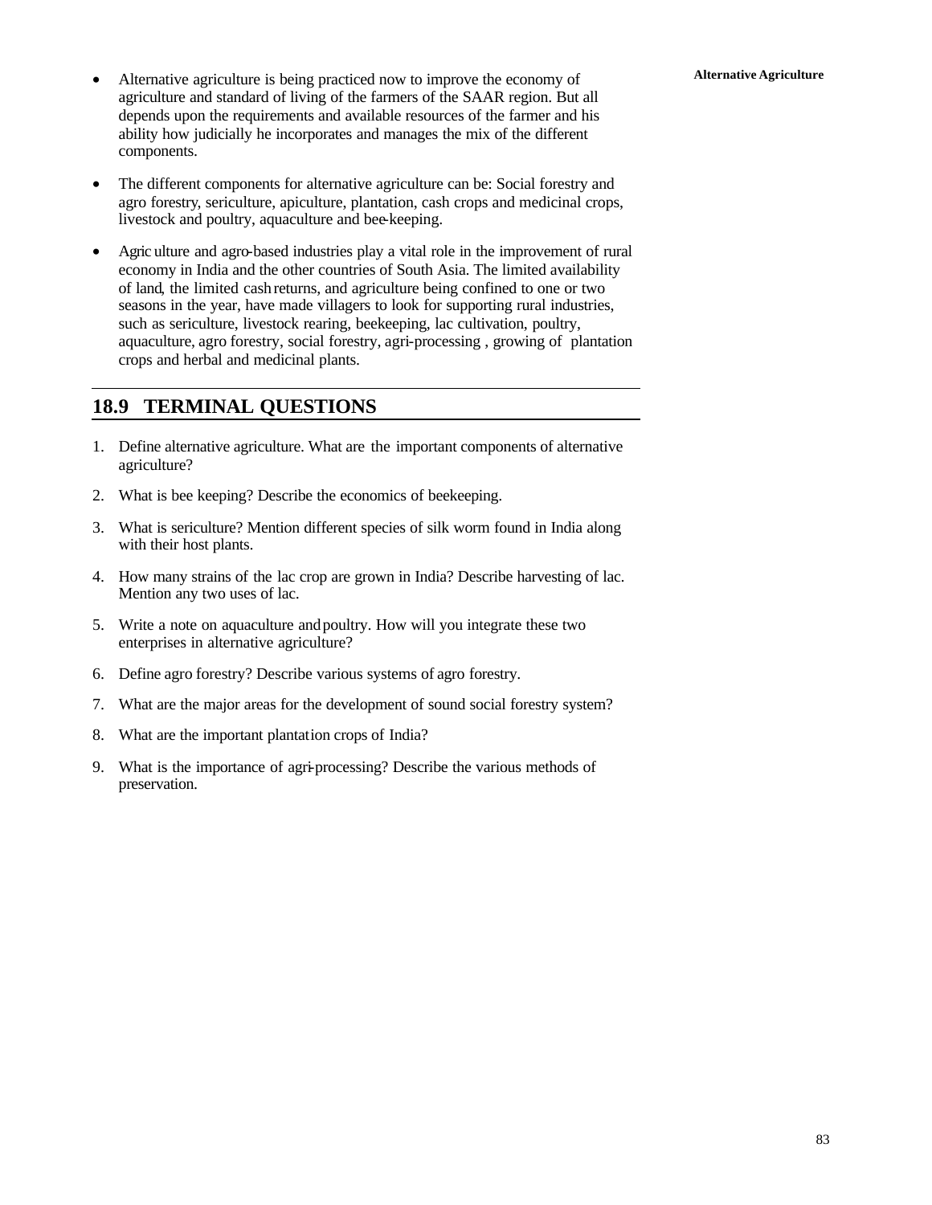- Alternative agriculture is being practiced now to improve the economy of agriculture and standard of living of the farmers of the SAAR region. But all depends upon the requirements and available resources of the farmer and his ability how judicially he incorporates and manages the mix of the different components.

- The different components for alternative agriculture can be: Social forestry and agro forestry, sericulture, apiculture, plantation, cash crops and medicinal crops, livestock and poultry, aquaculture and bee-keeping.

- Agriculture and agro-based industries play a vital role in the improvement of rural economy in India and the other countries of South Asia. The limited availability of land, the limited cash returns, and agriculture being confined to one or two seasons in the year, have made villagers to look for supporting rural industries, such as sericulture, livestock rearing, beekeeping, lac cultivation, poultry, aquaculture, agro forestry, social forestry, agri-processing , growing of plantation crops and herbal and medicinal plants.

## 18.9 TERMINAL QUESTIONS

1. Define alternative agriculture. What are the important components of alternative agriculture?
2. What is bee keeping? Describe the economics of beekeeping.
3. What is sericulture? Mention different species of silk worm found in India along with their host plants.
4. How many strains of the lac crop are grown in India? Describe harvesting of lac. Mention any two uses of lac.
5. Write a note on aquaculture and poultry. How will you integrate these two enterprises in alternative agriculture?
6. Define agro forestry? Describe various systems of agro forestry.
7. What are the major areas for the development of sound social forestry system?
8. What are the important plantation crops of India?
9. What is the importance of agri-processing? Describe the various methods of preservation.